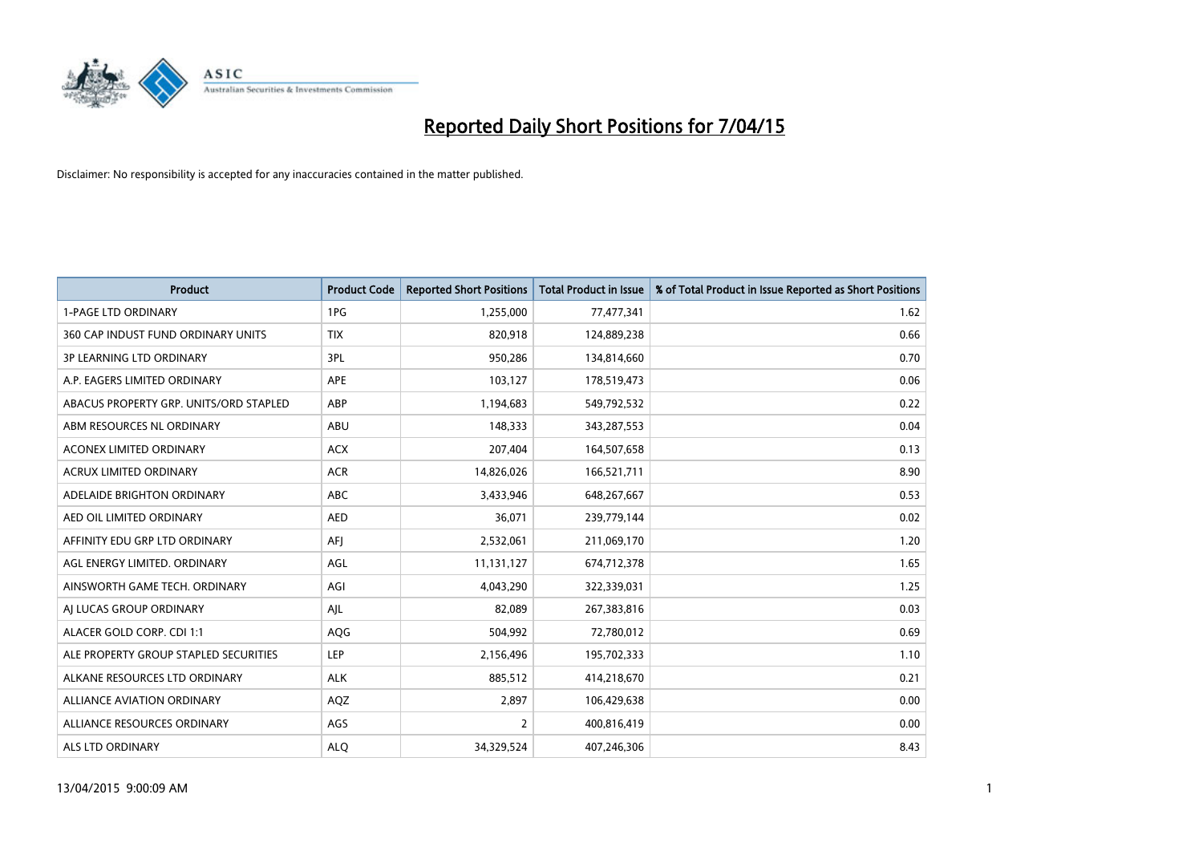# Reported Daily Short Positions for 7/04/15

Disclaimer: No responsibility is accepted for any inaccuracies contained in the matter published.

| Product | Product Code | Reported Short Positions | Total Product in Issue | % of Total Product in Issue Reported as Short Positions |
|---|---|---|---|---|
| 1-PAGE LTD ORDINARY | 1PG | 1,255,000 | 77,477,341 | 1.62 |
| 360 CAP INDUST FUND ORDINARY UNITS | TIX | 820,918 | 124,889,238 | 0.66 |
| 3P LEARNING LTD ORDINARY | 3PL | 950,286 | 134,814,660 | 0.70 |
| A.P. EAGERS LIMITED ORDINARY | APE | 103,127 | 178,519,473 | 0.06 |
| ABACUS PROPERTY GRP. UNITS/ORD STAPLED | ABP | 1,194,683 | 549,792,532 | 0.22 |
| ABM RESOURCES NL ORDINARY | ABU | 148,333 | 343,287,553 | 0.04 |
| ACONEX LIMITED ORDINARY | ACX | 207,404 | 164,507,658 | 0.13 |
| ACRUX LIMITED ORDINARY | ACR | 14,826,026 | 166,521,711 | 8.90 |
| ADELAIDE BRIGHTON ORDINARY | ABC | 3,433,946 | 648,267,667 | 0.53 |
| AED OIL LIMITED ORDINARY | AED | 36,071 | 239,779,144 | 0.02 |
| AFFINITY EDU GRP LTD ORDINARY | AFJ | 2,532,061 | 211,069,170 | 1.20 |
| AGL ENERGY LIMITED. ORDINARY | AGL | 11,131,127 | 674,712,378 | 1.65 |
| AINSWORTH GAME TECH. ORDINARY | AGI | 4,043,290 | 322,339,031 | 1.25 |
| AJ LUCAS GROUP ORDINARY | AJL | 82,089 | 267,383,816 | 0.03 |
| ALACER GOLD CORP. CDI 1:1 | AQG | 504,992 | 72,780,012 | 0.69 |
| ALE PROPERTY GROUP STAPLED SECURITIES | LEP | 2,156,496 | 195,702,333 | 1.10 |
| ALKANE RESOURCES LTD ORDINARY | ALK | 885,512 | 414,218,670 | 0.21 |
| ALLIANCE AVIATION ORDINARY | AQZ | 2,897 | 106,429,638 | 0.00 |
| ALLIANCE RESOURCES ORDINARY | AGS | 2 | 400,816,419 | 0.00 |
| ALS LTD ORDINARY | ALQ | 34,329,524 | 407,246,306 | 8.43 |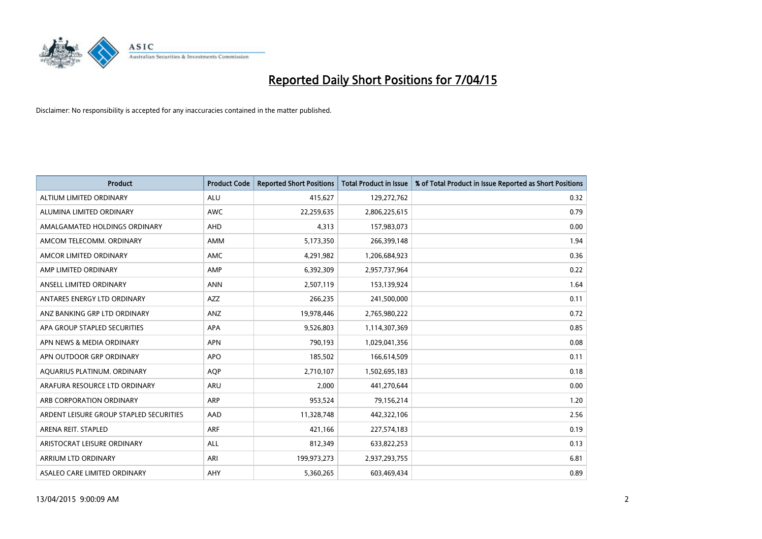# Reported Daily Short Positions for 7/04/15

Disclaimer: No responsibility is accepted for any inaccuracies contained in the matter published.

| Product | Product Code | Reported Short Positions | Total Product in Issue | % of Total Product in Issue Reported as Short Positions |
|---|---|---|---|---|
| ALTIUM LIMITED ORDINARY | ALU | 415,627 | 129,272,762 | 0.32 |
| ALUMINA LIMITED ORDINARY | AWC | 22,259,635 | 2,806,225,615 | 0.79 |
| AMALGAMATED HOLDINGS ORDINARY | AHD | 4,313 | 157,983,073 | 0.00 |
| AMCOM TELECOMM. ORDINARY | AMM | 5,173,350 | 266,399,148 | 1.94 |
| AMCOR LIMITED ORDINARY | AMC | 4,291,982 | 1,206,684,923 | 0.36 |
| AMP LIMITED ORDINARY | AMP | 6,392,309 | 2,957,737,964 | 0.22 |
| ANSELL LIMITED ORDINARY | ANN | 2,507,119 | 153,139,924 | 1.64 |
| ANTARES ENERGY LTD ORDINARY | AZZ | 266,235 | 241,500,000 | 0.11 |
| ANZ BANKING GRP LTD ORDINARY | ANZ | 19,978,446 | 2,765,980,222 | 0.72 |
| APA GROUP STAPLED SECURITIES | APA | 9,526,803 | 1,114,307,369 | 0.85 |
| APN NEWS & MEDIA ORDINARY | APN | 790,193 | 1,029,041,356 | 0.08 |
| APN OUTDOOR GRP ORDINARY | APO | 185,502 | 166,614,509 | 0.11 |
| AQUARIUS PLATINUM. ORDINARY | AQP | 2,710,107 | 1,502,695,183 | 0.18 |
| ARAFURA RESOURCE LTD ORDINARY | ARU | 2,000 | 441,270,644 | 0.00 |
| ARB CORPORATION ORDINARY | ARP | 953,524 | 79,156,214 | 1.20 |
| ARDENT LEISURE GROUP STAPLED SECURITIES | AAD | 11,328,748 | 442,322,106 | 2.56 |
| ARENA REIT. STAPLED | ARF | 421,166 | 227,574,183 | 0.19 |
| ARISTOCRAT LEISURE ORDINARY | ALL | 812,349 | 633,822,253 | 0.13 |
| ARRIUM LTD ORDINARY | ARI | 199,973,273 | 2,937,293,755 | 6.81 |
| ASALEO CARE LIMITED ORDINARY | AHY | 5,360,265 | 603,469,434 | 0.89 |

13/04/2015 9:00:09 AM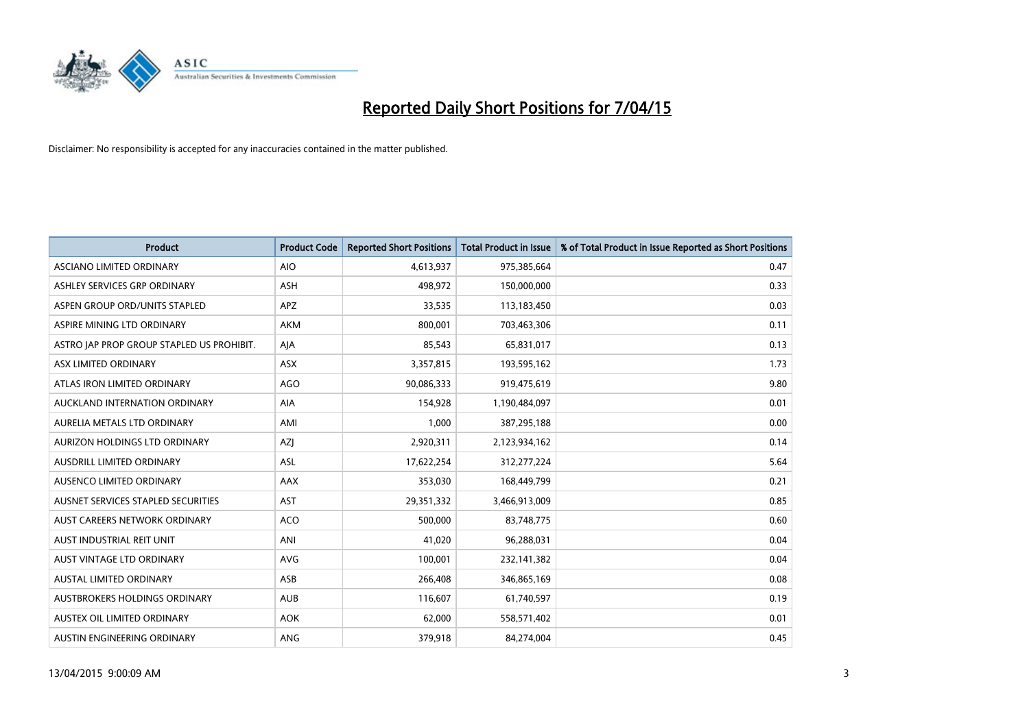# Reported Daily Short Positions for 7/04/15

Disclaimer: No responsibility is accepted for any inaccuracies contained in the matter published.

| Product | Product Code | Reported Short Positions | Total Product in Issue | % of Total Product in Issue Reported as Short Positions |
|---|---|---|---|---|
| ASCIANO LIMITED ORDINARY | AIO | 4,613,937 | 975,385,664 | 0.47 |
| ASHLEY SERVICES GRP ORDINARY | ASH | 498,972 | 150,000,000 | 0.33 |
| ASPEN GROUP ORD/UNITS STAPLED | APZ | 33,535 | 113,183,450 | 0.03 |
| ASPIRE MINING LTD ORDINARY | AKM | 800,001 | 703,463,306 | 0.11 |
| ASTRO JAP PROP GROUP STAPLED US PROHIBIT. | AJA | 85,543 | 65,831,017 | 0.13 |
| ASX LIMITED ORDINARY | ASX | 3,357,815 | 193,595,162 | 1.73 |
| ATLAS IRON LIMITED ORDINARY | AGO | 90,086,333 | 919,475,619 | 9.80 |
| AUCKLAND INTERNATION ORDINARY | AIA | 154,928 | 1,190,484,097 | 0.01 |
| AURELIA METALS LTD ORDINARY | AMI | 1,000 | 387,295,188 | 0.00 |
| AURIZON HOLDINGS LTD ORDINARY | AZJ | 2,920,311 | 2,123,934,162 | 0.14 |
| AUSDRILL LIMITED ORDINARY | ASL | 17,622,254 | 312,277,224 | 5.64 |
| AUSENCO LIMITED ORDINARY | AAX | 353,030 | 168,449,799 | 0.21 |
| AUSNET SERVICES STAPLED SECURITIES | AST | 29,351,332 | 3,466,913,009 | 0.85 |
| AUST CAREERS NETWORK ORDINARY | ACO | 500,000 | 83,748,775 | 0.60 |
| AUST INDUSTRIAL REIT UNIT | ANI | 41,020 | 96,288,031 | 0.04 |
| AUST VINTAGE LTD ORDINARY | AVG | 100,001 | 232,141,382 | 0.04 |
| AUSTAL LIMITED ORDINARY | ASB | 266,408 | 346,865,169 | 0.08 |
| AUSTBROKERS HOLDINGS ORDINARY | AUB | 116,607 | 61,740,597 | 0.19 |
| AUSTEX OIL LIMITED ORDINARY | AOK | 62,000 | 558,571,402 | 0.01 |
| AUSTIN ENGINEERING ORDINARY | ANG | 379,918 | 84,274,004 | 0.45 |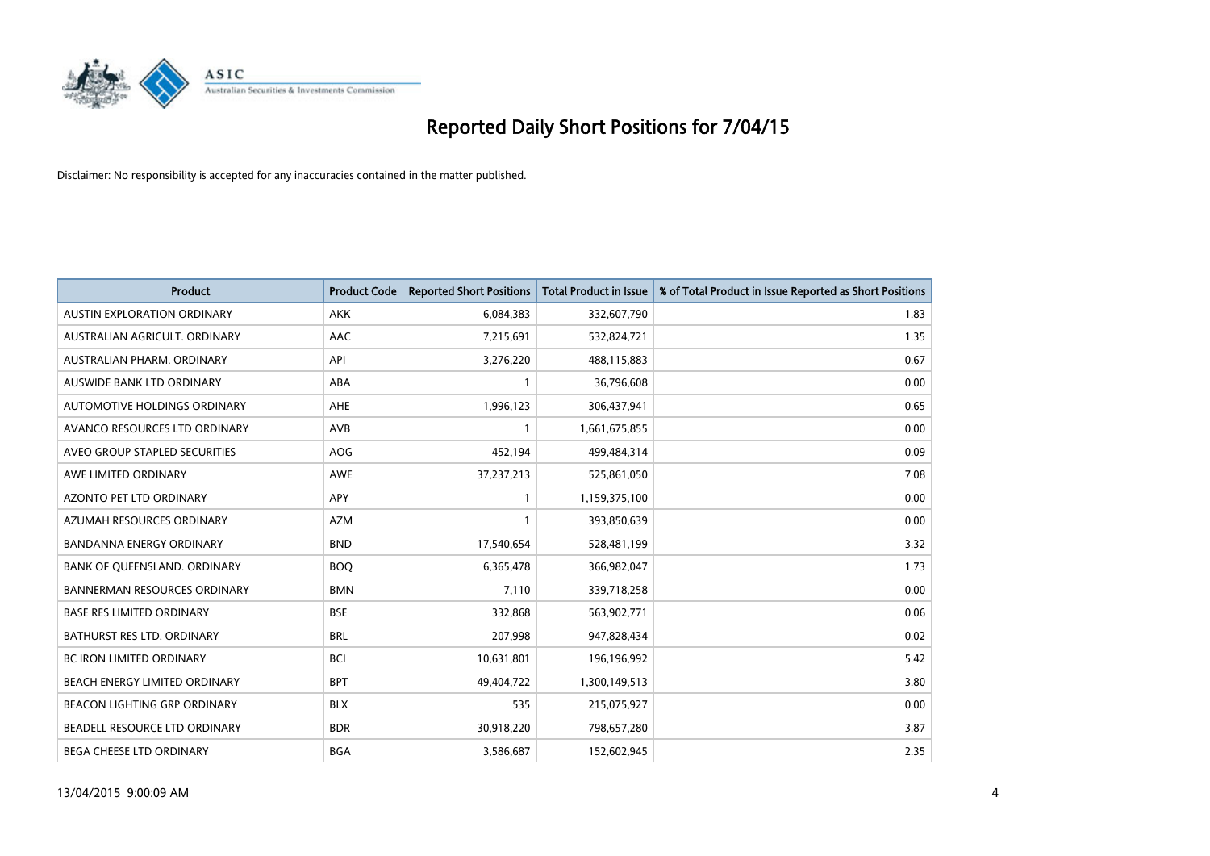# Reported Daily Short Positions for 7/04/15

Disclaimer: No responsibility is accepted for any inaccuracies contained in the matter published.

| Product | Product Code | Reported Short Positions | Total Product in Issue | % of Total Product in Issue Reported as Short Positions |
|---|---|---|---|---|
| AUSTIN EXPLORATION ORDINARY | AKK | 6,084,383 | 332,607,790 | 1.83 |
| AUSTRALIAN AGRICULT. ORDINARY | AAC | 7,215,691 | 532,824,721 | 1.35 |
| AUSTRALIAN PHARM. ORDINARY | API | 3,276,220 | 488,115,883 | 0.67 |
| AUSWIDE BANK LTD ORDINARY | ABA | 1 | 36,796,608 | 0.00 |
| AUTOMOTIVE HOLDINGS ORDINARY | AHE | 1,996,123 | 306,437,941 | 0.65 |
| AVANCO RESOURCES LTD ORDINARY | AVB | 1 | 1,661,675,855 | 0.00 |
| AVEO GROUP STAPLED SECURITIES | AOG | 452,194 | 499,484,314 | 0.09 |
| AWE LIMITED ORDINARY | AWE | 37,237,213 | 525,861,050 | 7.08 |
| AZONTO PET LTD ORDINARY | APY | 1 | 1,159,375,100 | 0.00 |
| AZUMAH RESOURCES ORDINARY | AZM | 1 | 393,850,639 | 0.00 |
| BANDANNA ENERGY ORDINARY | BND | 17,540,654 | 528,481,199 | 3.32 |
| BANK OF QUEENSLAND. ORDINARY | BOQ | 6,365,478 | 366,982,047 | 1.73 |
| BANNERMAN RESOURCES ORDINARY | BMN | 7,110 | 339,718,258 | 0.00 |
| BASE RES LIMITED ORDINARY | BSE | 332,868 | 563,902,771 | 0.06 |
| BATHURST RES LTD. ORDINARY | BRL | 207,998 | 947,828,434 | 0.02 |
| BC IRON LIMITED ORDINARY | BCI | 10,631,801 | 196,196,992 | 5.42 |
| BEACH ENERGY LIMITED ORDINARY | BPT | 49,404,722 | 1,300,149,513 | 3.80 |
| BEACON LIGHTING GRP ORDINARY | BLX | 535 | 215,075,927 | 0.00 |
| BEADELL RESOURCE LTD ORDINARY | BDR | 30,918,220 | 798,657,280 | 3.87 |
| BEGA CHEESE LTD ORDINARY | BGA | 3,586,687 | 152,602,945 | 2.35 |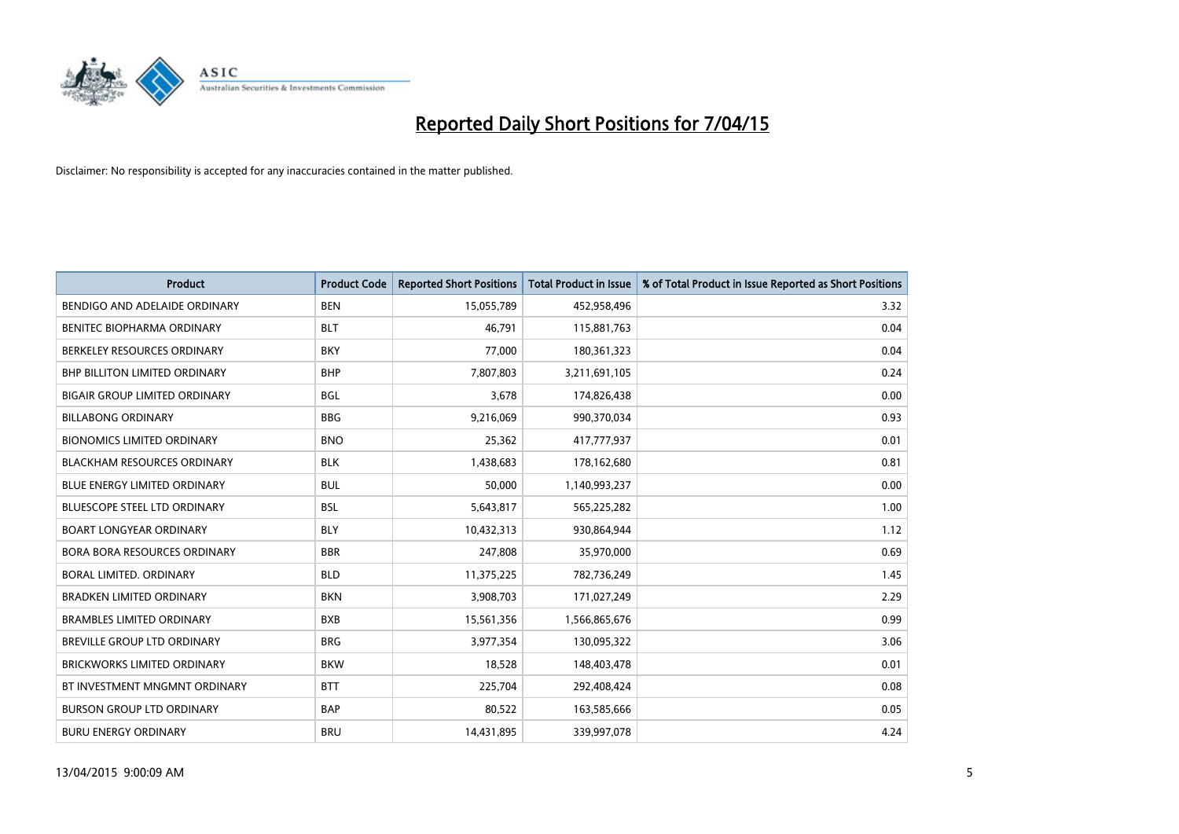# Reported Daily Short Positions for 7/04/15

Disclaimer: No responsibility is accepted for any inaccuracies contained in the matter published.

| Product | Product Code | Reported Short Positions | Total Product in Issue | % of Total Product in Issue Reported as Short Positions |
|---|---|---|---|---|
| BENDIGO AND ADELAIDE ORDINARY | BEN | 15,055,789 | 452,958,496 | 3.32 |
| BENITEC BIOPHARMA ORDINARY | BLT | 46,791 | 115,881,763 | 0.04 |
| BERKELEY RESOURCES ORDINARY | BKY | 77,000 | 180,361,323 | 0.04 |
| BHP BILLITON LIMITED ORDINARY | BHP | 7,807,803 | 3,211,691,105 | 0.24 |
| BIGAIR GROUP LIMITED ORDINARY | BGL | 3,678 | 174,826,438 | 0.00 |
| BILLABONG ORDINARY | BBG | 9,216,069 | 990,370,034 | 0.93 |
| BIONOMICS LIMITED ORDINARY | BNO | 25,362 | 417,777,937 | 0.01 |
| BLACKHAM RESOURCES ORDINARY | BLK | 1,438,683 | 178,162,680 | 0.81 |
| BLUE ENERGY LIMITED ORDINARY | BUL | 50,000 | 1,140,993,237 | 0.00 |
| BLUESCOPE STEEL LTD ORDINARY | BSL | 5,643,817 | 565,225,282 | 1.00 |
| BOART LONGYEAR ORDINARY | BLY | 10,432,313 | 930,864,944 | 1.12 |
| BORA BORA RESOURCES ORDINARY | BBR | 247,808 | 35,970,000 | 0.69 |
| BORAL LIMITED. ORDINARY | BLD | 11,375,225 | 782,736,249 | 1.45 |
| BRADKEN LIMITED ORDINARY | BKN | 3,908,703 | 171,027,249 | 2.29 |
| BRAMBLES LIMITED ORDINARY | BXB | 15,561,356 | 1,566,865,676 | 0.99 |
| BREVILLE GROUP LTD ORDINARY | BRG | 3,977,354 | 130,095,322 | 3.06 |
| BRICKWORKS LIMITED ORDINARY | BKW | 18,528 | 148,403,478 | 0.01 |
| BT INVESTMENT MNGMNT ORDINARY | BTT | 225,704 | 292,408,424 | 0.08 |
| BURSON GROUP LTD ORDINARY | BAP | 80,522 | 163,585,666 | 0.05 |
| BURU ENERGY ORDINARY | BRU | 14,431,895 | 339,997,078 | 4.24 |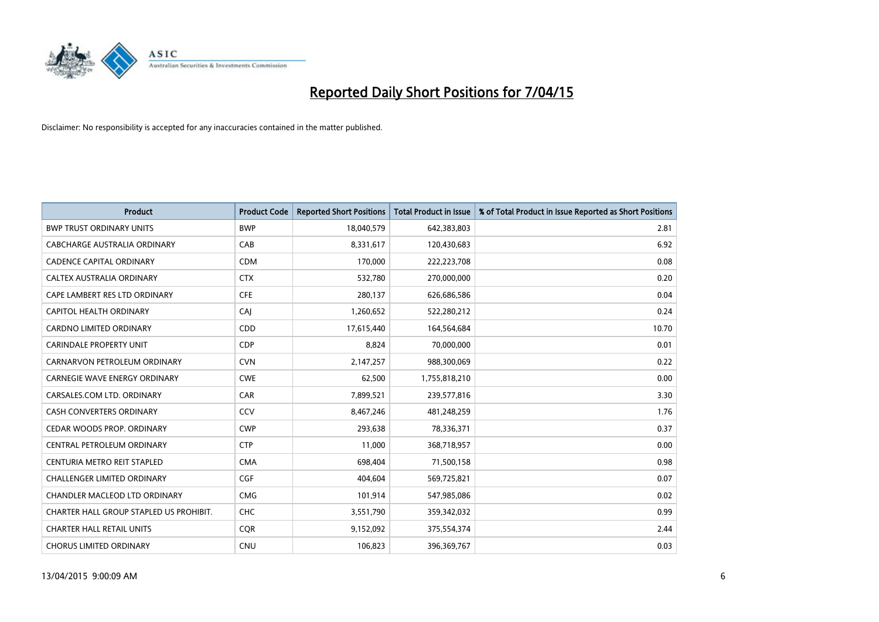# Reported Daily Short Positions for 7/04/15

Disclaimer: No responsibility is accepted for any inaccuracies contained in the matter published.

| Product | Product Code | Reported Short Positions | Total Product in Issue | % of Total Product in Issue Reported as Short Positions |
|---|---|---|---|---|
| BWP TRUST ORDINARY UNITS | BWP | 18,040,579 | 642,383,803 | 2.81 |
| CABCHARGE AUSTRALIA ORDINARY | CAB | 8,331,617 | 120,430,683 | 6.92 |
| CADENCE CAPITAL ORDINARY | CDM | 170,000 | 222,223,708 | 0.08 |
| CALTEX AUSTRALIA ORDINARY | CTX | 532,780 | 270,000,000 | 0.20 |
| CAPE LAMBERT RES LTD ORDINARY | CFE | 280,137 | 626,686,586 | 0.04 |
| CAPITOL HEALTH ORDINARY | CAJ | 1,260,652 | 522,280,212 | 0.24 |
| CARDNO LIMITED ORDINARY | CDD | 17,615,440 | 164,564,684 | 10.70 |
| CARINDALE PROPERTY UNIT | CDP | 8,824 | 70,000,000 | 0.01 |
| CARNARVON PETROLEUM ORDINARY | CVN | 2,147,257 | 988,300,069 | 0.22 |
| CARNEGIE WAVE ENERGY ORDINARY | CWE | 62,500 | 1,755,818,210 | 0.00 |
| CARSALES.COM LTD. ORDINARY | CAR | 7,899,521 | 239,577,816 | 3.30 |
| CASH CONVERTERS ORDINARY | CCV | 8,467,246 | 481,248,259 | 1.76 |
| CEDAR WOODS PROP. ORDINARY | CWP | 293,638 | 78,336,371 | 0.37 |
| CENTRAL PETROLEUM ORDINARY | CTP | 11,000 | 368,718,957 | 0.00 |
| CENTURIA METRO REIT STAPLED | CMA | 698,404 | 71,500,158 | 0.98 |
| CHALLENGER LIMITED ORDINARY | CGF | 404,604 | 569,725,821 | 0.07 |
| CHANDLER MACLEOD LTD ORDINARY | CMG | 101,914 | 547,985,086 | 0.02 |
| CHARTER HALL GROUP STAPLED US PROHIBIT. | CHC | 3,551,790 | 359,342,032 | 0.99 |
| CHARTER HALL RETAIL UNITS | CQR | 9,152,092 | 375,554,374 | 2.44 |
| CHORUS LIMITED ORDINARY | CNU | 106,823 | 396,369,767 | 0.03 |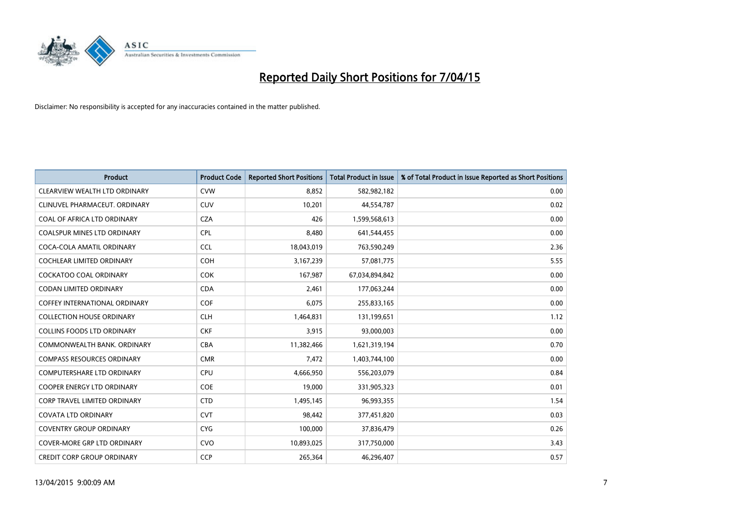# Reported Daily Short Positions for 7/04/15

Disclaimer: No responsibility is accepted for any inaccuracies contained in the matter published.

| Product | Product Code | Reported Short Positions | Total Product in Issue | % of Total Product in Issue Reported as Short Positions |
|---|---|---|---|---|
| CLEARVIEW WEALTH LTD ORDINARY | CVW | 8,852 | 582,982,182 | 0.00 |
| CLINUVEL PHARMACEUT. ORDINARY | CUV | 10,201 | 44,554,787 | 0.02 |
| COAL OF AFRICA LTD ORDINARY | CZA | 426 | 1,599,568,613 | 0.00 |
| COALSPUR MINES LTD ORDINARY | CPL | 8,480 | 641,544,455 | 0.00 |
| COCA-COLA AMATIL ORDINARY | CCL | 18,043,019 | 763,590,249 | 2.36 |
| COCHLEAR LIMITED ORDINARY | COH | 3,167,239 | 57,081,775 | 5.55 |
| COCKATOO COAL ORDINARY | COK | 167,987 | 67,034,894,842 | 0.00 |
| CODAN LIMITED ORDINARY | CDA | 2,461 | 177,063,244 | 0.00 |
| COFFEY INTERNATIONAL ORDINARY | COF | 6,075 | 255,833,165 | 0.00 |
| COLLECTION HOUSE ORDINARY | CLH | 1,464,831 | 131,199,651 | 1.12 |
| COLLINS FOODS LTD ORDINARY | CKF | 3,915 | 93,000,003 | 0.00 |
| COMMONWEALTH BANK. ORDINARY | CBA | 11,382,466 | 1,621,319,194 | 0.70 |
| COMPASS RESOURCES ORDINARY | CMR | 7,472 | 1,403,744,100 | 0.00 |
| COMPUTERSHARE LTD ORDINARY | CPU | 4,666,950 | 556,203,079 | 0.84 |
| COOPER ENERGY LTD ORDINARY | COE | 19,000 | 331,905,323 | 0.01 |
| CORP TRAVEL LIMITED ORDINARY | CTD | 1,495,145 | 96,993,355 | 1.54 |
| COVATA LTD ORDINARY | CVT | 98,442 | 377,451,820 | 0.03 |
| COVENTRY GROUP ORDINARY | CYG | 100,000 | 37,836,479 | 0.26 |
| COVER-MORE GRP LTD ORDINARY | CVO | 10,893,025 | 317,750,000 | 3.43 |
| CREDIT CORP GROUP ORDINARY | CCP | 265,364 | 46,296,407 | 0.57 |

13/04/2015 9:00:09 AM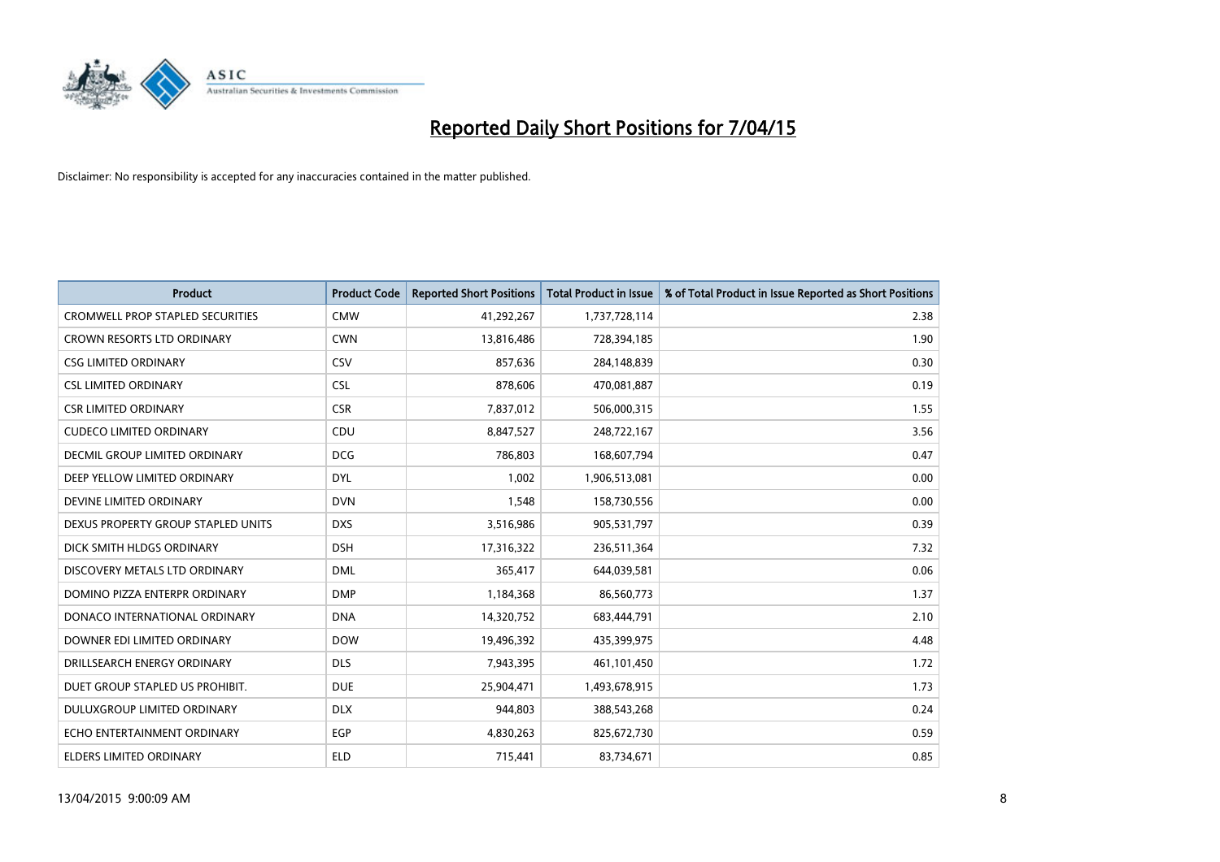# Reported Daily Short Positions for 7/04/15

Disclaimer: No responsibility is accepted for any inaccuracies contained in the matter published.

| Product | Product Code | Reported Short Positions | Total Product in Issue | % of Total Product in Issue Reported as Short Positions |
|---|---|---|---|---|
| CROMWELL PROP STAPLED SECURITIES | CMW | 41,292,267 | 1,737,728,114 | 2.38 |
| CROWN RESORTS LTD ORDINARY | CWN | 13,816,486 | 728,394,185 | 1.90 |
| CSG LIMITED ORDINARY | CSV | 857,636 | 284,148,839 | 0.30 |
| CSL LIMITED ORDINARY | CSL | 878,606 | 470,081,887 | 0.19 |
| CSR LIMITED ORDINARY | CSR | 7,837,012 | 506,000,315 | 1.55 |
| CUDECO LIMITED ORDINARY | CDU | 8,847,527 | 248,722,167 | 3.56 |
| DECMIL GROUP LIMITED ORDINARY | DCG | 786,803 | 168,607,794 | 0.47 |
| DEEP YELLOW LIMITED ORDINARY | DYL | 1,002 | 1,906,513,081 | 0.00 |
| DEVINE LIMITED ORDINARY | DVN | 1,548 | 158,730,556 | 0.00 |
| DEXUS PROPERTY GROUP STAPLED UNITS | DXS | 3,516,986 | 905,531,797 | 0.39 |
| DICK SMITH HLDGS ORDINARY | DSH | 17,316,322 | 236,511,364 | 7.32 |
| DISCOVERY METALS LTD ORDINARY | DML | 365,417 | 644,039,581 | 0.06 |
| DOMINO PIZZA ENTERPR ORDINARY | DMP | 1,184,368 | 86,560,773 | 1.37 |
| DONACO INTERNATIONAL ORDINARY | DNA | 14,320,752 | 683,444,791 | 2.10 |
| DOWNER EDI LIMITED ORDINARY | DOW | 19,496,392 | 435,399,975 | 4.48 |
| DRILLSEARCH ENERGY ORDINARY | DLS | 7,943,395 | 461,101,450 | 1.72 |
| DUET GROUP STAPLED US PROHIBIT. | DUE | 25,904,471 | 1,493,678,915 | 1.73 |
| DULUXGROUP LIMITED ORDINARY | DLX | 944,803 | 388,543,268 | 0.24 |
| ECHO ENTERTAINMENT ORDINARY | EGP | 4,830,263 | 825,672,730 | 0.59 |
| ELDERS LIMITED ORDINARY | ELD | 715,441 | 83,734,671 | 0.85 |

13/04/2015 9:00:09 AM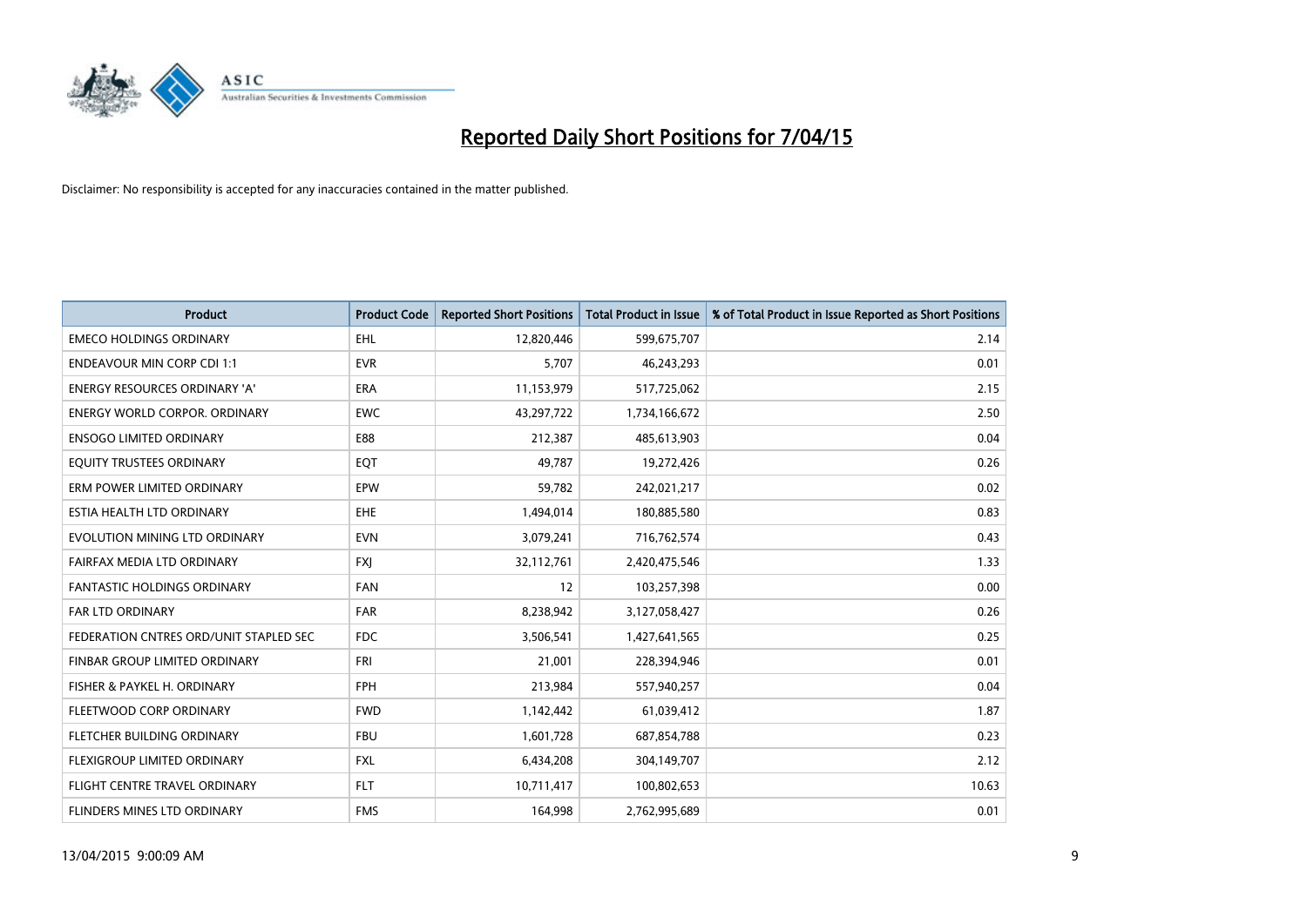# Reported Daily Short Positions for 7/04/15

Disclaimer: No responsibility is accepted for any inaccuracies contained in the matter published.

| Product | Product Code | Reported Short Positions | Total Product in Issue | % of Total Product in Issue Reported as Short Positions |
|---|---|---|---|---|
| EMECO HOLDINGS ORDINARY | EHL | 12,820,446 | 599,675,707 | 2.14 |
| ENDEAVOUR MIN CORP CDI 1:1 | EVR | 5,707 | 46,243,293 | 0.01 |
| ENERGY RESOURCES ORDINARY 'A' | ERA | 11,153,979 | 517,725,062 | 2.15 |
| ENERGY WORLD CORPOR. ORDINARY | EWC | 43,297,722 | 1,734,166,672 | 2.50 |
| ENSOGO LIMITED ORDINARY | E88 | 212,387 | 485,613,903 | 0.04 |
| EQUITY TRUSTEES ORDINARY | EQT | 49,787 | 19,272,426 | 0.26 |
| ERM POWER LIMITED ORDINARY | EPW | 59,782 | 242,021,217 | 0.02 |
| ESTIA HEALTH LTD ORDINARY | EHE | 1,494,014 | 180,885,580 | 0.83 |
| EVOLUTION MINING LTD ORDINARY | EVN | 3,079,241 | 716,762,574 | 0.43 |
| FAIRFAX MEDIA LTD ORDINARY | FXJ | 32,112,761 | 2,420,475,546 | 1.33 |
| FANTASTIC HOLDINGS ORDINARY | FAN | 12 | 103,257,398 | 0.00 |
| FAR LTD ORDINARY | FAR | 8,238,942 | 3,127,058,427 | 0.26 |
| FEDERATION CNTRES ORD/UNIT STAPLED SEC | FDC | 3,506,541 | 1,427,641,565 | 0.25 |
| FINBAR GROUP LIMITED ORDINARY | FRI | 21,001 | 228,394,946 | 0.01 |
| FISHER & PAYKEL H. ORDINARY | FPH | 213,984 | 557,940,257 | 0.04 |
| FLEETWOOD CORP ORDINARY | FWD | 1,142,442 | 61,039,412 | 1.87 |
| FLETCHER BUILDING ORDINARY | FBU | 1,601,728 | 687,854,788 | 0.23 |
| FLEXIGROUP LIMITED ORDINARY | FXL | 6,434,208 | 304,149,707 | 2.12 |
| FLIGHT CENTRE TRAVEL ORDINARY | FLT | 10,711,417 | 100,802,653 | 10.63 |
| FLINDERS MINES LTD ORDINARY | FMS | 164,998 | 2,762,995,689 | 0.01 |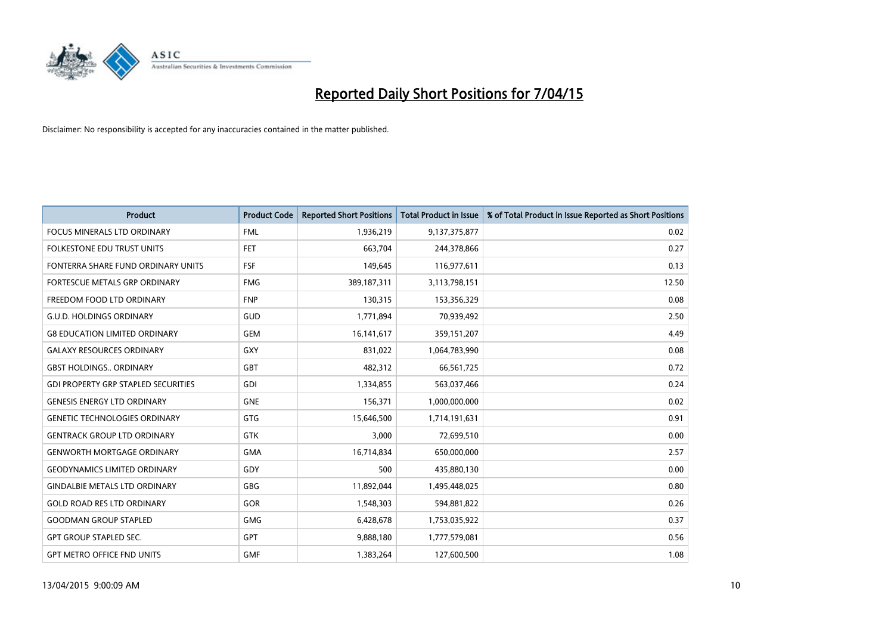# Reported Daily Short Positions for 7/04/15

Disclaimer: No responsibility is accepted for any inaccuracies contained in the matter published.

| Product | Product Code | Reported Short Positions | Total Product in Issue | % of Total Product in Issue Reported as Short Positions |
|---|---|---|---|---|
| FOCUS MINERALS LTD ORDINARY | FML | 1,936,219 | 9,137,375,877 | 0.02 |
| FOLKESTONE EDU TRUST UNITS | FET | 663,704 | 244,378,866 | 0.27 |
| FONTERRA SHARE FUND ORDINARY UNITS | FSF | 149,645 | 116,977,611 | 0.13 |
| FORTESCUE METALS GRP ORDINARY | FMG | 389,187,311 | 3,113,798,151 | 12.50 |
| FREEDOM FOOD LTD ORDINARY | FNP | 130,315 | 153,356,329 | 0.08 |
| G.U.D. HOLDINGS ORDINARY | GUD | 1,771,894 | 70,939,492 | 2.50 |
| G8 EDUCATION LIMITED ORDINARY | GEM | 16,141,617 | 359,151,207 | 4.49 |
| GALAXY RESOURCES ORDINARY | GXY | 831,022 | 1,064,783,990 | 0.08 |
| GBST HOLDINGS.. ORDINARY | GBT | 482,312 | 66,561,725 | 0.72 |
| GDI PROPERTY GRP STAPLED SECURITIES | GDI | 1,334,855 | 563,037,466 | 0.24 |
| GENESIS ENERGY LTD ORDINARY | GNE | 156,371 | 1,000,000,000 | 0.02 |
| GENETIC TECHNOLOGIES ORDINARY | GTG | 15,646,500 | 1,714,191,631 | 0.91 |
| GENTRACK GROUP LTD ORDINARY | GTK | 3,000 | 72,699,510 | 0.00 |
| GENWORTH MORTGAGE ORDINARY | GMA | 16,714,834 | 650,000,000 | 2.57 |
| GEODYNAMICS LIMITED ORDINARY | GDY | 500 | 435,880,130 | 0.00 |
| GINDALBIE METALS LTD ORDINARY | GBG | 11,892,044 | 1,495,448,025 | 0.80 |
| GOLD ROAD RES LTD ORDINARY | GOR | 1,548,303 | 594,881,822 | 0.26 |
| GOODMAN GROUP STAPLED | GMG | 6,428,678 | 1,753,035,922 | 0.37 |
| GPT GROUP STAPLED SEC. | GPT | 9,888,180 | 1,777,579,081 | 0.56 |
| GPT METRO OFFICE FND UNITS | GMF | 1,383,264 | 127,600,500 | 1.08 |

13/04/2015 9:00:09 AM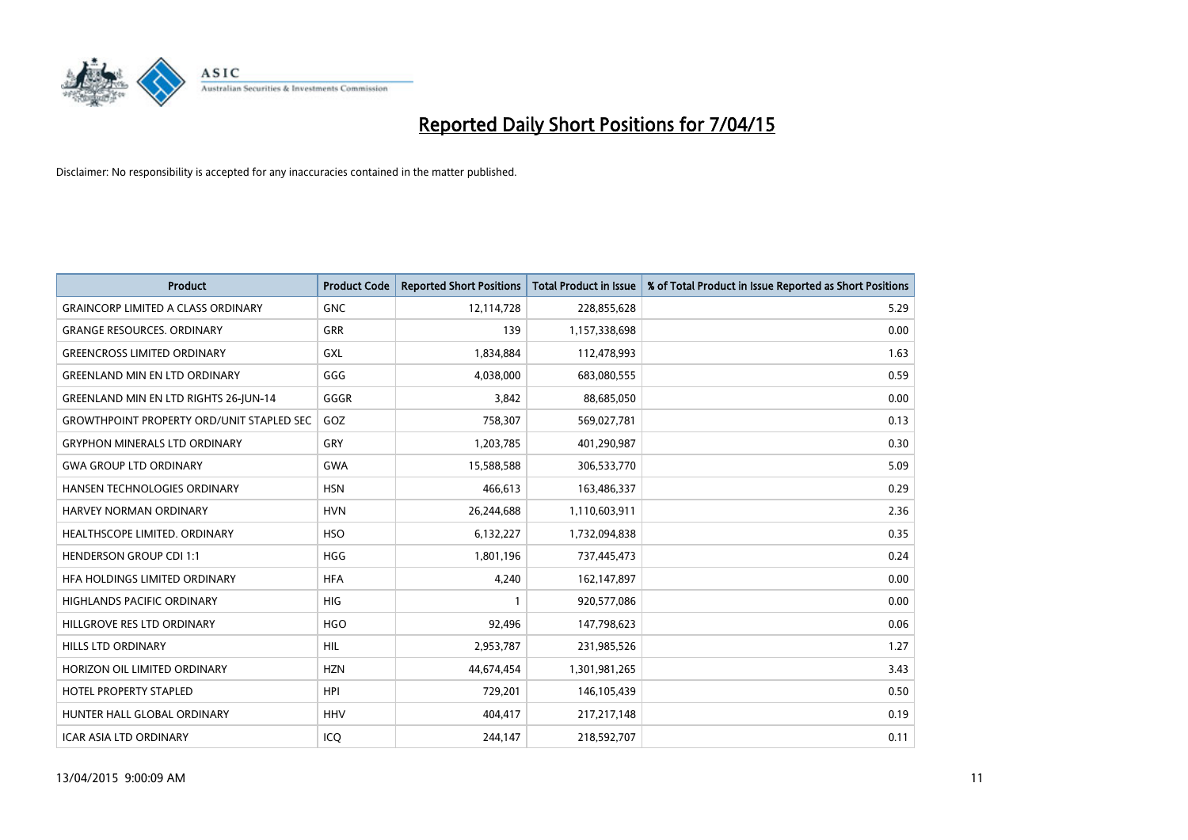# Reported Daily Short Positions for 7/04/15

Disclaimer: No responsibility is accepted for any inaccuracies contained in the matter published.

| Product | Product Code | Reported Short Positions | Total Product in Issue | % of Total Product in Issue Reported as Short Positions |
|---|---|---|---|---|
| GRAINCORP LIMITED A CLASS ORDINARY | GNC | 12,114,728 | 228,855,628 | 5.29 |
| GRANGE RESOURCES. ORDINARY | GRR | 139 | 1,157,338,698 | 0.00 |
| GREENCROSS LIMITED ORDINARY | GXL | 1,834,884 | 112,478,993 | 1.63 |
| GREENLAND MIN EN LTD ORDINARY | GGG | 4,038,000 | 683,080,555 | 0.59 |
| GREENLAND MIN EN LTD RIGHTS 26-JUN-14 | GGGR | 3,842 | 88,685,050 | 0.00 |
| GROWTHPOINT PROPERTY ORD/UNIT STAPLED SEC | GOZ | 758,307 | 569,027,781 | 0.13 |
| GRYPHON MINERALS LTD ORDINARY | GRY | 1,203,785 | 401,290,987 | 0.30 |
| GWA GROUP LTD ORDINARY | GWA | 15,588,588 | 306,533,770 | 5.09 |
| HANSEN TECHNOLOGIES ORDINARY | HSN | 466,613 | 163,486,337 | 0.29 |
| HARVEY NORMAN ORDINARY | HVN | 26,244,688 | 1,110,603,911 | 2.36 |
| HEALTHSCOPE LIMITED. ORDINARY | HSO | 6,132,227 | 1,732,094,838 | 0.35 |
| HENDERSON GROUP CDI 1:1 | HGG | 1,801,196 | 737,445,473 | 0.24 |
| HFA HOLDINGS LIMITED ORDINARY | HFA | 4,240 | 162,147,897 | 0.00 |
| HIGHLANDS PACIFIC ORDINARY | HIG | 1 | 920,577,086 | 0.00 |
| HILLGROVE RES LTD ORDINARY | HGO | 92,496 | 147,798,623 | 0.06 |
| HILLS LTD ORDINARY | HIL | 2,953,787 | 231,985,526 | 1.27 |
| HORIZON OIL LIMITED ORDINARY | HZN | 44,674,454 | 1,301,981,265 | 3.43 |
| HOTEL PROPERTY STAPLED | HPI | 729,201 | 146,105,439 | 0.50 |
| HUNTER HALL GLOBAL ORDINARY | HHV | 404,417 | 217,217,148 | 0.19 |
| ICAR ASIA LTD ORDINARY | ICQ | 244,147 | 218,592,707 | 0.11 |

13/04/2015 9:00:09 AM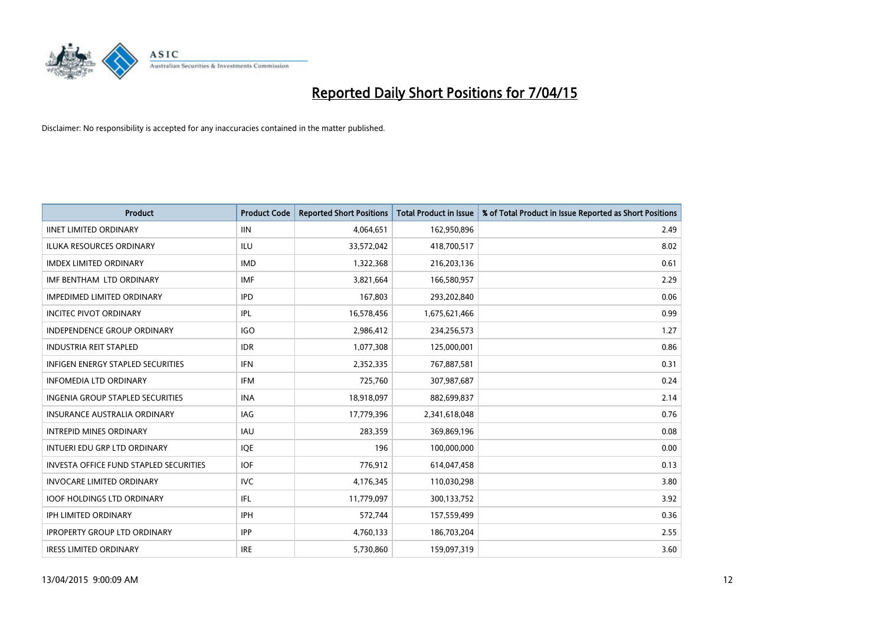# Reported Daily Short Positions for 7/04/15

Disclaimer: No responsibility is accepted for any inaccuracies contained in the matter published.

| Product | Product Code | Reported Short Positions | Total Product in Issue | % of Total Product in Issue Reported as Short Positions |
|---|---|---|---|---|
| IINET LIMITED ORDINARY | IIN | 4,064,651 | 162,950,896 | 2.49 |
| ILUKA RESOURCES ORDINARY | ILU | 33,572,042 | 418,700,517 | 8.02 |
| IMDEX LIMITED ORDINARY | IMD | 1,322,368 | 216,203,136 | 0.61 |
| IMF BENTHAM LTD ORDINARY | IMF | 3,821,664 | 166,580,957 | 2.29 |
| IMPEDIMED LIMITED ORDINARY | IPD | 167,803 | 293,202,840 | 0.06 |
| INCITEC PIVOT ORDINARY | IPL | 16,578,456 | 1,675,621,466 | 0.99 |
| INDEPENDENCE GROUP ORDINARY | IGO | 2,986,412 | 234,256,573 | 1.27 |
| INDUSTRIA REIT STAPLED | IDR | 1,077,308 | 125,000,001 | 0.86 |
| INFIGEN ENERGY STAPLED SECURITIES | IFN | 2,352,335 | 767,887,581 | 0.31 |
| INFOMEDIA LTD ORDINARY | IFM | 725,760 | 307,987,687 | 0.24 |
| INGENIA GROUP STAPLED SECURITIES | INA | 18,918,097 | 882,699,837 | 2.14 |
| INSURANCE AUSTRALIA ORDINARY | IAG | 17,779,396 | 2,341,618,048 | 0.76 |
| INTREPID MINES ORDINARY | IAU | 283,359 | 369,869,196 | 0.08 |
| INTUERI EDU GRP LTD ORDINARY | IQE | 196 | 100,000,000 | 0.00 |
| INVESTA OFFICE FUND STAPLED SECURITIES | IOF | 776,912 | 614,047,458 | 0.13 |
| INVOCARE LIMITED ORDINARY | IVC | 4,176,345 | 110,030,298 | 3.80 |
| IOOF HOLDINGS LTD ORDINARY | IFL | 11,779,097 | 300,133,752 | 3.92 |
| IPH LIMITED ORDINARY | IPH | 572,744 | 157,559,499 | 0.36 |
| IPROPERTY GROUP LTD ORDINARY | IPP | 4,760,133 | 186,703,204 | 2.55 |
| IRESS LIMITED ORDINARY | IRE | 5,730,860 | 159,097,319 | 3.60 |

13/04/2015 9:00:09 AM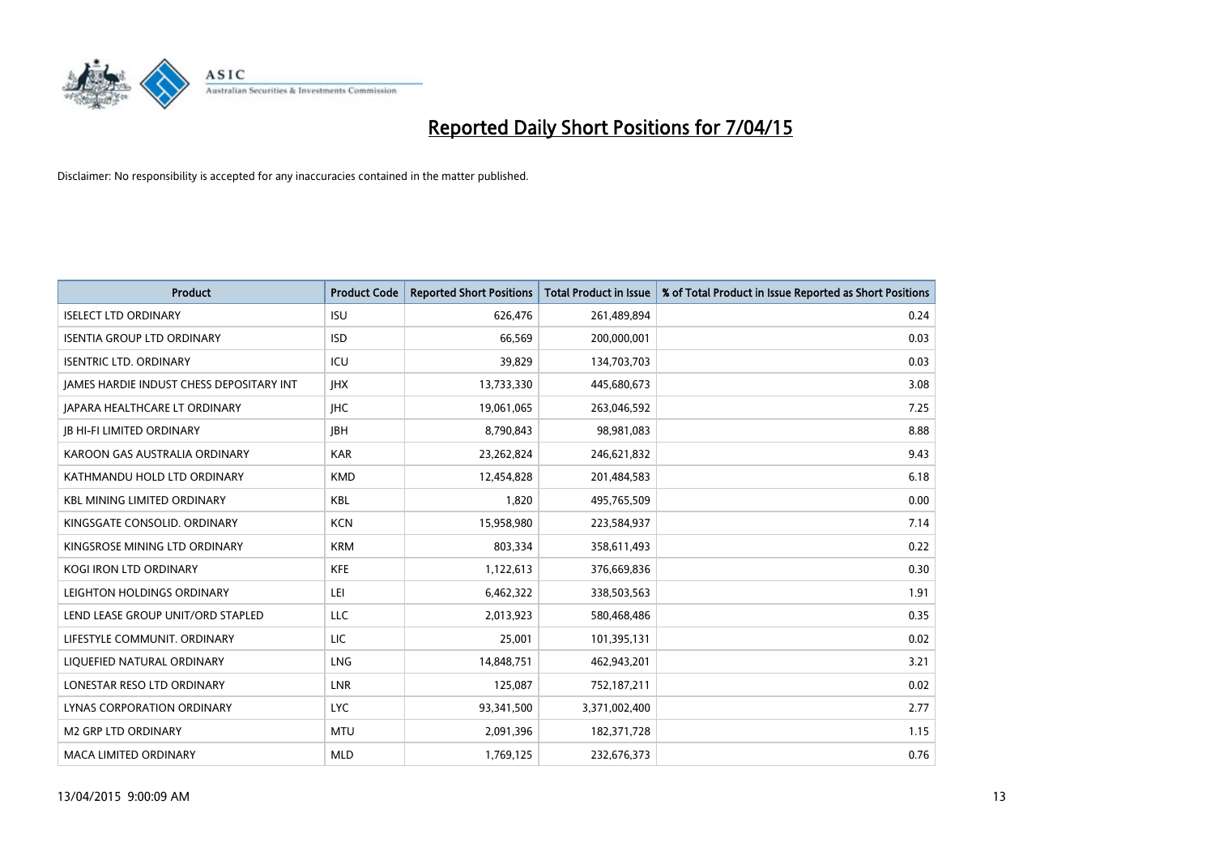# Reported Daily Short Positions for 7/04/15

Disclaimer: No responsibility is accepted for any inaccuracies contained in the matter published.

| Product | Product Code | Reported Short Positions | Total Product in Issue | % of Total Product in Issue Reported as Short Positions |
|---|---|---|---|---|
| ISELECT LTD ORDINARY | ISU | 626,476 | 261,489,894 | 0.24 |
| ISENTIA GROUP LTD ORDINARY | ISD | 66,569 | 200,000,001 | 0.03 |
| ISENTRIC LTD. ORDINARY | ICU | 39,829 | 134,703,703 | 0.03 |
| JAMES HARDIE INDUST CHESS DEPOSITARY INT | JHX | 13,733,330 | 445,680,673 | 3.08 |
| JAPARA HEALTHCARE LT ORDINARY | JHC | 19,061,065 | 263,046,592 | 7.25 |
| JB HI-FI LIMITED ORDINARY | JBH | 8,790,843 | 98,981,083 | 8.88 |
| KAROON GAS AUSTRALIA ORDINARY | KAR | 23,262,824 | 246,621,832 | 9.43 |
| KATHMANDU HOLD LTD ORDINARY | KMD | 12,454,828 | 201,484,583 | 6.18 |
| KBL MINING LIMITED ORDINARY | KBL | 1,820 | 495,765,509 | 0.00 |
| KINGSGATE CONSOLID. ORDINARY | KCN | 15,958,980 | 223,584,937 | 7.14 |
| KINGSROSE MINING LTD ORDINARY | KRM | 803,334 | 358,611,493 | 0.22 |
| KOGI IRON LTD ORDINARY | KFE | 1,122,613 | 376,669,836 | 0.30 |
| LEIGHTON HOLDINGS ORDINARY | LEI | 6,462,322 | 338,503,563 | 1.91 |
| LEND LEASE GROUP UNIT/ORD STAPLED | LLC | 2,013,923 | 580,468,486 | 0.35 |
| LIFESTYLE COMMUNIT. ORDINARY | LIC | 25,001 | 101,395,131 | 0.02 |
| LIQUEFIED NATURAL ORDINARY | LNG | 14,848,751 | 462,943,201 | 3.21 |
| LONESTAR RESO LTD ORDINARY | LNR | 125,087 | 752,187,211 | 0.02 |
| LYNAS CORPORATION ORDINARY | LYC | 93,341,500 | 3,371,002,400 | 2.77 |
| M2 GRP LTD ORDINARY | MTU | 2,091,396 | 182,371,728 | 1.15 |
| MACA LIMITED ORDINARY | MLD | 1,769,125 | 232,676,373 | 0.76 |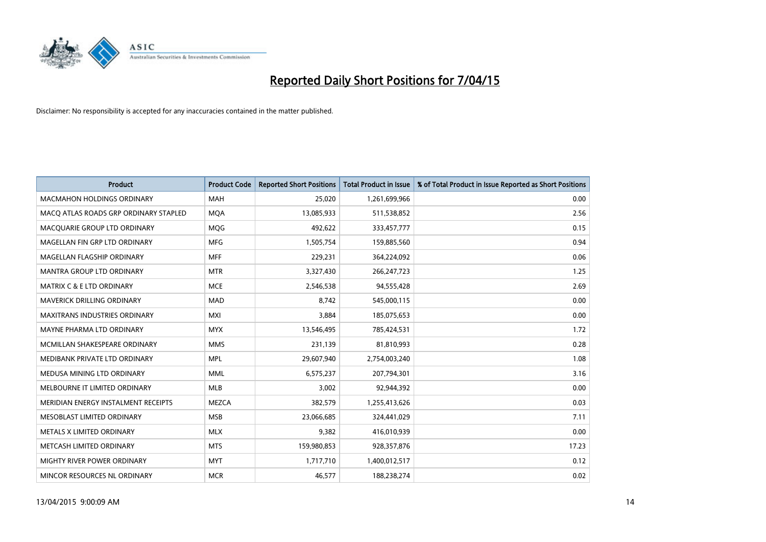# Reported Daily Short Positions for 7/04/15

Disclaimer: No responsibility is accepted for any inaccuracies contained in the matter published.

| Product | Product Code | Reported Short Positions | Total Product in Issue | % of Total Product in Issue Reported as Short Positions |
|---|---|---|---|---|
| MACMAHON HOLDINGS ORDINARY | MAH | 25,020 | 1,261,699,966 | 0.00 |
| MACQ ATLAS ROADS GRP ORDINARY STAPLED | MQA | 13,085,933 | 511,538,852 | 2.56 |
| MACQUARIE GROUP LTD ORDINARY | MQG | 492,622 | 333,457,777 | 0.15 |
| MAGELLAN FIN GRP LTD ORDINARY | MFG | 1,505,754 | 159,885,560 | 0.94 |
| MAGELLAN FLAGSHIP ORDINARY | MFF | 229,231 | 364,224,092 | 0.06 |
| MANTRA GROUP LTD ORDINARY | MTR | 3,327,430 | 266,247,723 | 1.25 |
| MATRIX C & E LTD ORDINARY | MCE | 2,546,538 | 94,555,428 | 2.69 |
| MAVERICK DRILLING ORDINARY | MAD | 8,742 | 545,000,115 | 0.00 |
| MAXITRANS INDUSTRIES ORDINARY | MXI | 3,884 | 185,075,653 | 0.00 |
| MAYNE PHARMA LTD ORDINARY | MYX | 13,546,495 | 785,424,531 | 1.72 |
| MCMILLAN SHAKESPEARE ORDINARY | MMS | 231,139 | 81,810,993 | 0.28 |
| MEDIBANK PRIVATE LTD ORDINARY | MPL | 29,607,940 | 2,754,003,240 | 1.08 |
| MEDUSA MINING LTD ORDINARY | MML | 6,575,237 | 207,794,301 | 3.16 |
| MELBOURNE IT LIMITED ORDINARY | MLB | 3,002 | 92,944,392 | 0.00 |
| MERIDIAN ENERGY INSTALMENT RECEIPTS | MEZCA | 382,579 | 1,255,413,626 | 0.03 |
| MESOBLAST LIMITED ORDINARY | MSB | 23,066,685 | 324,441,029 | 7.11 |
| METALS X LIMITED ORDINARY | MLX | 9,382 | 416,010,939 | 0.00 |
| METCASH LIMITED ORDINARY | MTS | 159,980,853 | 928,357,876 | 17.23 |
| MIGHTY RIVER POWER ORDINARY | MYT | 1,717,710 | 1,400,012,517 | 0.12 |
| MINCOR RESOURCES NL ORDINARY | MCR | 46,577 | 188,238,274 | 0.02 |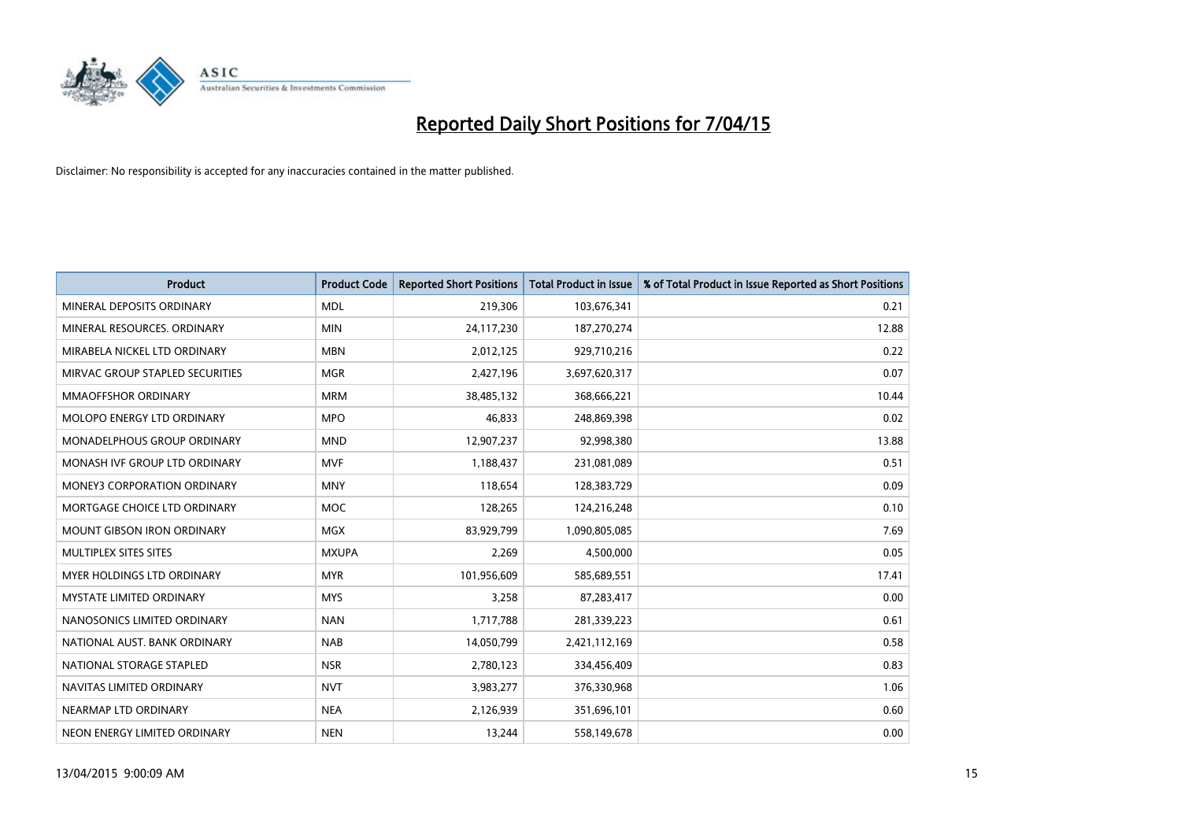# Reported Daily Short Positions for 7/04/15

Disclaimer: No responsibility is accepted for any inaccuracies contained in the matter published.

| Product | Product Code | Reported Short Positions | Total Product in Issue | % of Total Product in Issue Reported as Short Positions |
|---|---|---|---|---|
| MINERAL DEPOSITS ORDINARY | MDL | 219,306 | 103,676,341 | 0.21 |
| MINERAL RESOURCES. ORDINARY | MIN | 24,117,230 | 187,270,274 | 12.88 |
| MIRABELA NICKEL LTD ORDINARY | MBN | 2,012,125 | 929,710,216 | 0.22 |
| MIRVAC GROUP STAPLED SECURITIES | MGR | 2,427,196 | 3,697,620,317 | 0.07 |
| MMAOFFSHOR ORDINARY | MRM | 38,485,132 | 368,666,221 | 10.44 |
| MOLOPO ENERGY LTD ORDINARY | MPO | 46,833 | 248,869,398 | 0.02 |
| MONADELPHOUS GROUP ORDINARY | MND | 12,907,237 | 92,998,380 | 13.88 |
| MONASH IVF GROUP LTD ORDINARY | MVF | 1,188,437 | 231,081,089 | 0.51 |
| MONEY3 CORPORATION ORDINARY | MNY | 118,654 | 128,383,729 | 0.09 |
| MORTGAGE CHOICE LTD ORDINARY | MOC | 128,265 | 124,216,248 | 0.10 |
| MOUNT GIBSON IRON ORDINARY | MGX | 83,929,799 | 1,090,805,085 | 7.69 |
| MULTIPLEX SITES SITES | MXUPA | 2,269 | 4,500,000 | 0.05 |
| MYER HOLDINGS LTD ORDINARY | MYR | 101,956,609 | 585,689,551 | 17.41 |
| MYSTATE LIMITED ORDINARY | MYS | 3,258 | 87,283,417 | 0.00 |
| NANOSONICS LIMITED ORDINARY | NAN | 1,717,788 | 281,339,223 | 0.61 |
| NATIONAL AUST. BANK ORDINARY | NAB | 14,050,799 | 2,421,112,169 | 0.58 |
| NATIONAL STORAGE STAPLED | NSR | 2,780,123 | 334,456,409 | 0.83 |
| NAVITAS LIMITED ORDINARY | NVT | 3,983,277 | 376,330,968 | 1.06 |
| NEARMAP LTD ORDINARY | NEA | 2,126,939 | 351,696,101 | 0.60 |
| NEON ENERGY LIMITED ORDINARY | NEN | 13,244 | 558,149,678 | 0.00 |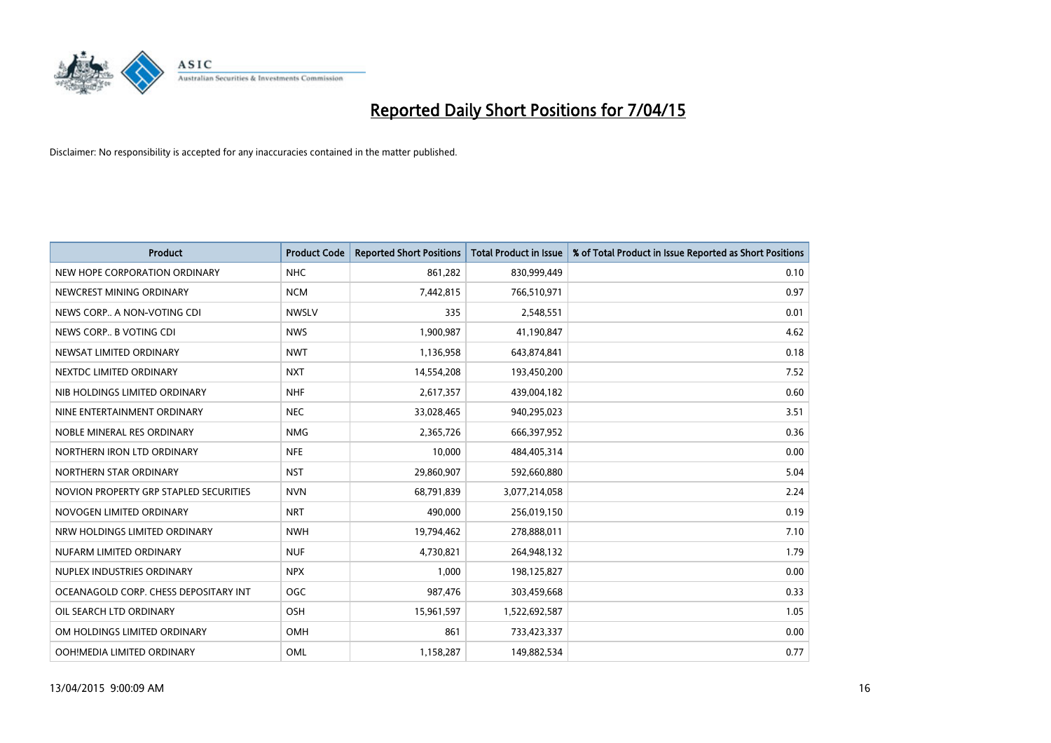# Reported Daily Short Positions for 7/04/15

Disclaimer: No responsibility is accepted for any inaccuracies contained in the matter published.

| Product | Product Code | Reported Short Positions | Total Product in Issue | % of Total Product in Issue Reported as Short Positions |
|---|---|---|---|---|
| NEW HOPE CORPORATION ORDINARY | NHC | 861,282 | 830,999,449 | 0.10 |
| NEWCREST MINING ORDINARY | NCM | 7,442,815 | 766,510,971 | 0.97 |
| NEWS CORP.. A NON-VOTING CDI | NWSLV | 335 | 2,548,551 | 0.01 |
| NEWS CORP.. B VOTING CDI | NWS | 1,900,987 | 41,190,847 | 4.62 |
| NEWSAT LIMITED ORDINARY | NWT | 1,136,958 | 643,874,841 | 0.18 |
| NEXTDC LIMITED ORDINARY | NXT | 14,554,208 | 193,450,200 | 7.52 |
| NIB HOLDINGS LIMITED ORDINARY | NHF | 2,617,357 | 439,004,182 | 0.60 |
| NINE ENTERTAINMENT ORDINARY | NEC | 33,028,465 | 940,295,023 | 3.51 |
| NOBLE MINERAL RES ORDINARY | NMG | 2,365,726 | 666,397,952 | 0.36 |
| NORTHERN IRON LTD ORDINARY | NFE | 10,000 | 484,405,314 | 0.00 |
| NORTHERN STAR ORDINARY | NST | 29,860,907 | 592,660,880 | 5.04 |
| NOVION PROPERTY GRP STAPLED SECURITIES | NVN | 68,791,839 | 3,077,214,058 | 2.24 |
| NOVOGEN LIMITED ORDINARY | NRT | 490,000 | 256,019,150 | 0.19 |
| NRW HOLDINGS LIMITED ORDINARY | NWH | 19,794,462 | 278,888,011 | 7.10 |
| NUFARM LIMITED ORDINARY | NUF | 4,730,821 | 264,948,132 | 1.79 |
| NUPLEX INDUSTRIES ORDINARY | NPX | 1,000 | 198,125,827 | 0.00 |
| OCEANAGOLD CORP. CHESS DEPOSITARY INT | OGC | 987,476 | 303,459,668 | 0.33 |
| OIL SEARCH LTD ORDINARY | OSH | 15,961,597 | 1,522,692,587 | 1.05 |
| OM HOLDINGS LIMITED ORDINARY | OMH | 861 | 733,423,337 | 0.00 |
| OOH!MEDIA LIMITED ORDINARY | OML | 1,158,287 | 149,882,534 | 0.77 |

13/04/2015 9:00:09 AM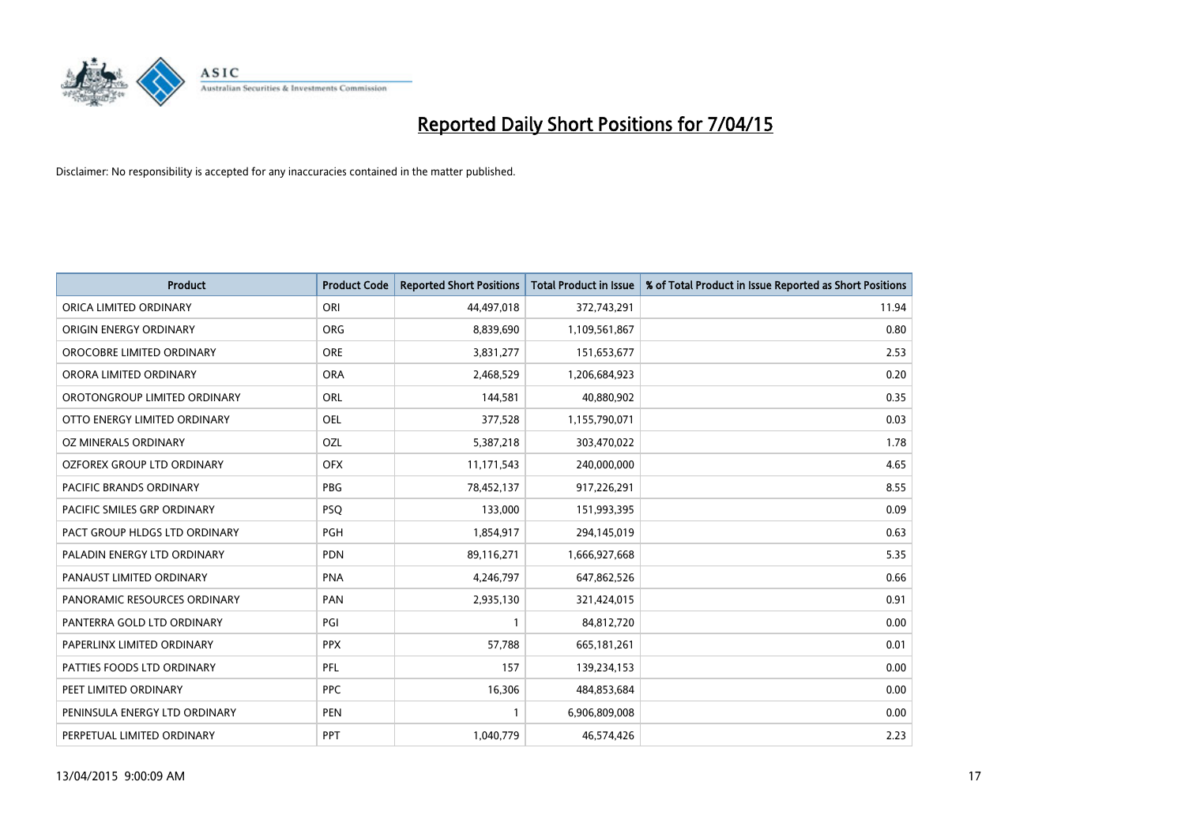# Reported Daily Short Positions for 7/04/15

Disclaimer: No responsibility is accepted for any inaccuracies contained in the matter published.

| Product | Product Code | Reported Short Positions | Total Product in Issue | % of Total Product in Issue Reported as Short Positions |
|---|---|---|---|---|
| ORICA LIMITED ORDINARY | ORI | 44,497,018 | 372,743,291 | 11.94 |
| ORIGIN ENERGY ORDINARY | ORG | 8,839,690 | 1,109,561,867 | 0.80 |
| OROCOBRE LIMITED ORDINARY | ORE | 3,831,277 | 151,653,677 | 2.53 |
| ORORA LIMITED ORDINARY | ORA | 2,468,529 | 1,206,684,923 | 0.20 |
| OROTONGROUP LIMITED ORDINARY | ORL | 144,581 | 40,880,902 | 0.35 |
| OTTO ENERGY LIMITED ORDINARY | OEL | 377,528 | 1,155,790,071 | 0.03 |
| OZ MINERALS ORDINARY | OZL | 5,387,218 | 303,470,022 | 1.78 |
| OZFOREX GROUP LTD ORDINARY | OFX | 11,171,543 | 240,000,000 | 4.65 |
| PACIFIC BRANDS ORDINARY | PBG | 78,452,137 | 917,226,291 | 8.55 |
| PACIFIC SMILES GRP ORDINARY | PSQ | 133,000 | 151,993,395 | 0.09 |
| PACT GROUP HLDGS LTD ORDINARY | PGH | 1,854,917 | 294,145,019 | 0.63 |
| PALADIN ENERGY LTD ORDINARY | PDN | 89,116,271 | 1,666,927,668 | 5.35 |
| PANAUST LIMITED ORDINARY | PNA | 4,246,797 | 647,862,526 | 0.66 |
| PANORAMIC RESOURCES ORDINARY | PAN | 2,935,130 | 321,424,015 | 0.91 |
| PANTERRA GOLD LTD ORDINARY | PGI | 1 | 84,812,720 | 0.00 |
| PAPERLINX LIMITED ORDINARY | PPX | 57,788 | 665,181,261 | 0.01 |
| PATTIES FOODS LTD ORDINARY | PFL | 157 | 139,234,153 | 0.00 |
| PEET LIMITED ORDINARY | PPC | 16,306 | 484,853,684 | 0.00 |
| PENINSULA ENERGY LTD ORDINARY | PEN | 1 | 6,906,809,008 | 0.00 |
| PERPETUAL LIMITED ORDINARY | PPT | 1,040,779 | 46,574,426 | 2.23 |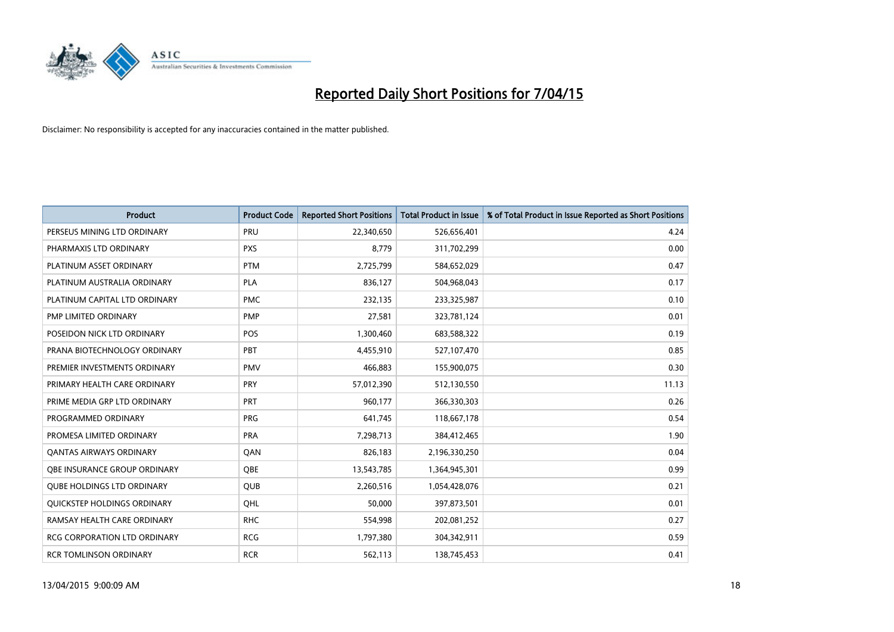# Reported Daily Short Positions for 7/04/15

Disclaimer: No responsibility is accepted for any inaccuracies contained in the matter published.

| Product | Product Code | Reported Short Positions | Total Product in Issue | % of Total Product in Issue Reported as Short Positions |
|---|---|---|---|---|
| PERSEUS MINING LTD ORDINARY | PRU | 22,340,650 | 526,656,401 | 4.24 |
| PHARMAXIS LTD ORDINARY | PXS | 8,779 | 311,702,299 | 0.00 |
| PLATINUM ASSET ORDINARY | PTM | 2,725,799 | 584,652,029 | 0.47 |
| PLATINUM AUSTRALIA ORDINARY | PLA | 836,127 | 504,968,043 | 0.17 |
| PLATINUM CAPITAL LTD ORDINARY | PMC | 232,135 | 233,325,987 | 0.10 |
| PMP LIMITED ORDINARY | PMP | 27,581 | 323,781,124 | 0.01 |
| POSEIDON NICK LTD ORDINARY | POS | 1,300,460 | 683,588,322 | 0.19 |
| PRANA BIOTECHNOLOGY ORDINARY | PBT | 4,455,910 | 527,107,470 | 0.85 |
| PREMIER INVESTMENTS ORDINARY | PMV | 466,883 | 155,900,075 | 0.30 |
| PRIMARY HEALTH CARE ORDINARY | PRY | 57,012,390 | 512,130,550 | 11.13 |
| PRIME MEDIA GRP LTD ORDINARY | PRT | 960,177 | 366,330,303 | 0.26 |
| PROGRAMMED ORDINARY | PRG | 641,745 | 118,667,178 | 0.54 |
| PROMESA LIMITED ORDINARY | PRA | 7,298,713 | 384,412,465 | 1.90 |
| QANTAS AIRWAYS ORDINARY | QAN | 826,183 | 2,196,330,250 | 0.04 |
| QBE INSURANCE GROUP ORDINARY | QBE | 13,543,785 | 1,364,945,301 | 0.99 |
| QUBE HOLDINGS LTD ORDINARY | QUB | 2,260,516 | 1,054,428,076 | 0.21 |
| QUICKSTEP HOLDINGS ORDINARY | QHL | 50,000 | 397,873,501 | 0.01 |
| RAMSAY HEALTH CARE ORDINARY | RHC | 554,998 | 202,081,252 | 0.27 |
| RCG CORPORATION LTD ORDINARY | RCG | 1,797,380 | 304,342,911 | 0.59 |
| RCR TOMLINSON ORDINARY | RCR | 562,113 | 138,745,453 | 0.41 |

13/04/2015 9:00:09 AM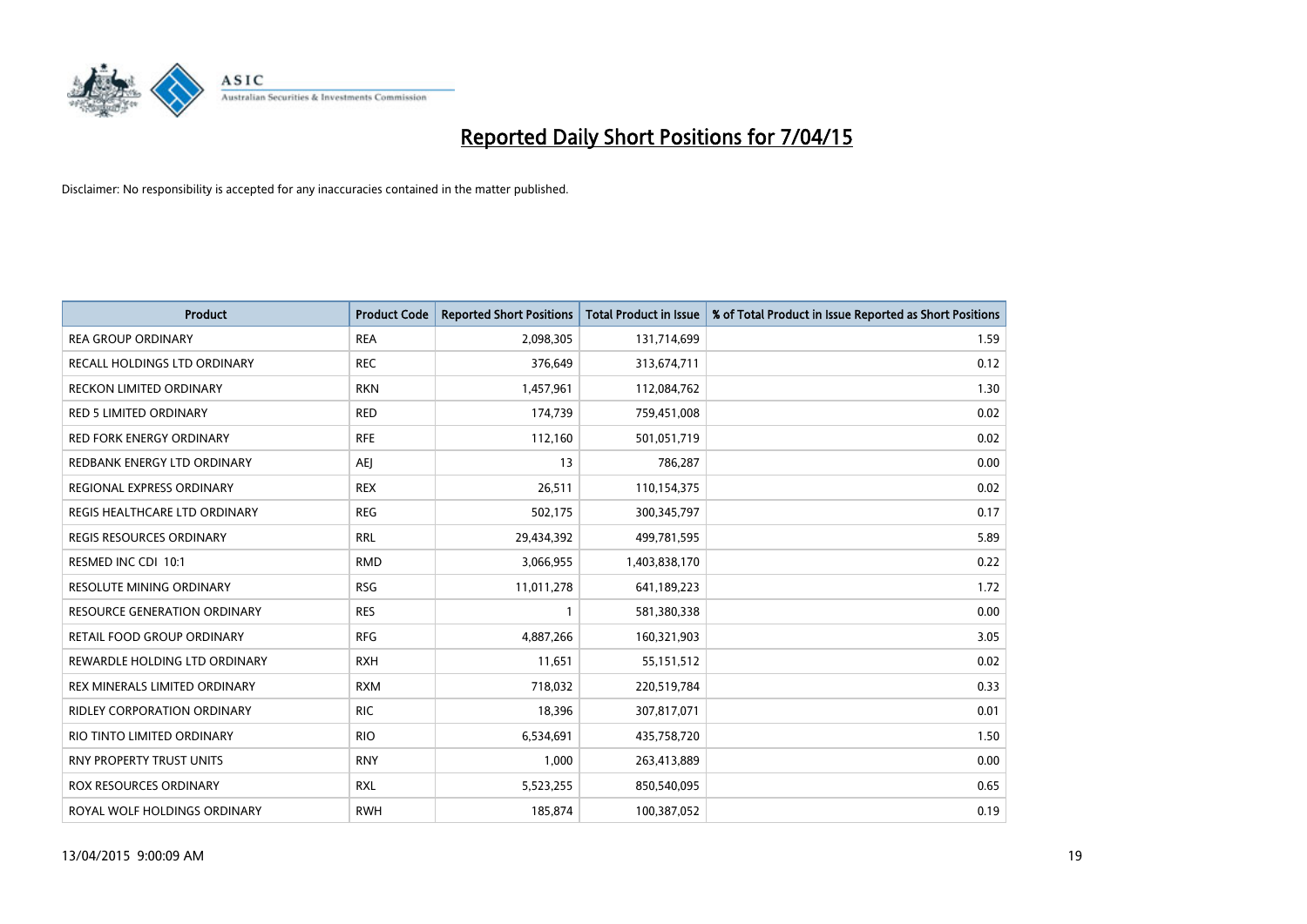# Reported Daily Short Positions for 7/04/15

Disclaimer: No responsibility is accepted for any inaccuracies contained in the matter published.

| Product | Product Code | Reported Short Positions | Total Product in Issue | % of Total Product in Issue Reported as Short Positions |
|---|---|---|---|---|
| REA GROUP ORDINARY | REA | 2,098,305 | 131,714,699 | 1.59 |
| RECALL HOLDINGS LTD ORDINARY | REC | 376,649 | 313,674,711 | 0.12 |
| RECKON LIMITED ORDINARY | RKN | 1,457,961 | 112,084,762 | 1.30 |
| RED 5 LIMITED ORDINARY | RED | 174,739 | 759,451,008 | 0.02 |
| RED FORK ENERGY ORDINARY | RFE | 112,160 | 501,051,719 | 0.02 |
| REDBANK ENERGY LTD ORDINARY | AEJ | 13 | 786,287 | 0.00 |
| REGIONAL EXPRESS ORDINARY | REX | 26,511 | 110,154,375 | 0.02 |
| REGIS HEALTHCARE LTD ORDINARY | REG | 502,175 | 300,345,797 | 0.17 |
| REGIS RESOURCES ORDINARY | RRL | 29,434,392 | 499,781,595 | 5.89 |
| RESMED INC CDI 10:1 | RMD | 3,066,955 | 1,403,838,170 | 0.22 |
| RESOLUTE MINING ORDINARY | RSG | 11,011,278 | 641,189,223 | 1.72 |
| RESOURCE GENERATION ORDINARY | RES | 1 | 581,380,338 | 0.00 |
| RETAIL FOOD GROUP ORDINARY | RFG | 4,887,266 | 160,321,903 | 3.05 |
| REWARDLE HOLDING LTD ORDINARY | RXH | 11,651 | 55,151,512 | 0.02 |
| REX MINERALS LIMITED ORDINARY | RXM | 718,032 | 220,519,784 | 0.33 |
| RIDLEY CORPORATION ORDINARY | RIC | 18,396 | 307,817,071 | 0.01 |
| RIO TINTO LIMITED ORDINARY | RIO | 6,534,691 | 435,758,720 | 1.50 |
| RNY PROPERTY TRUST UNITS | RNY | 1,000 | 263,413,889 | 0.00 |
| ROX RESOURCES ORDINARY | RXL | 5,523,255 | 850,540,095 | 0.65 |
| ROYAL WOLF HOLDINGS ORDINARY | RWH | 185,874 | 100,387,052 | 0.19 |

13/04/2015 9:00:09 AM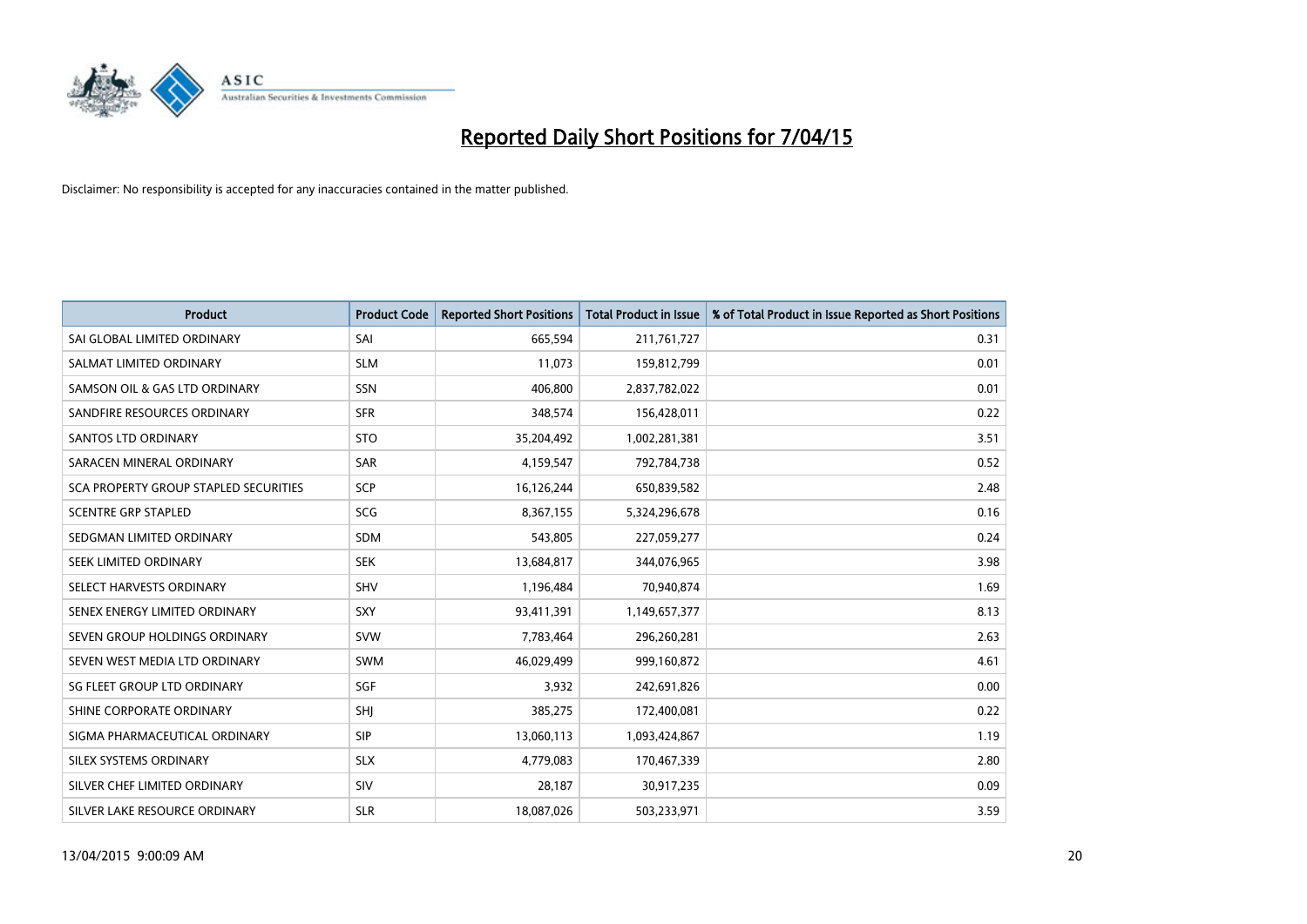# Reported Daily Short Positions for 7/04/15

Disclaimer: No responsibility is accepted for any inaccuracies contained in the matter published.

| Product | Product Code | Reported Short Positions | Total Product in Issue | % of Total Product in Issue Reported as Short Positions |
|---|---|---|---|---|
| SAI GLOBAL LIMITED ORDINARY | SAI | 665,594 | 211,761,727 | 0.31 |
| SALMAT LIMITED ORDINARY | SLM | 11,073 | 159,812,799 | 0.01 |
| SAMSON OIL & GAS LTD ORDINARY | SSN | 406,800 | 2,837,782,022 | 0.01 |
| SANDFIRE RESOURCES ORDINARY | SFR | 348,574 | 156,428,011 | 0.22 |
| SANTOS LTD ORDINARY | STO | 35,204,492 | 1,002,281,381 | 3.51 |
| SARACEN MINERAL ORDINARY | SAR | 4,159,547 | 792,784,738 | 0.52 |
| SCA PROPERTY GROUP STAPLED SECURITIES | SCP | 16,126,244 | 650,839,582 | 2.48 |
| SCENTRE GRP STAPLED | SCG | 8,367,155 | 5,324,296,678 | 0.16 |
| SEDGMAN LIMITED ORDINARY | SDM | 543,805 | 227,059,277 | 0.24 |
| SEEK LIMITED ORDINARY | SEK | 13,684,817 | 344,076,965 | 3.98 |
| SELECT HARVESTS ORDINARY | SHV | 1,196,484 | 70,940,874 | 1.69 |
| SENEX ENERGY LIMITED ORDINARY | SXY | 93,411,391 | 1,149,657,377 | 8.13 |
| SEVEN GROUP HOLDINGS ORDINARY | SVW | 7,783,464 | 296,260,281 | 2.63 |
| SEVEN WEST MEDIA LTD ORDINARY | SWM | 46,029,499 | 999,160,872 | 4.61 |
| SG FLEET GROUP LTD ORDINARY | SGF | 3,932 | 242,691,826 | 0.00 |
| SHINE CORPORATE ORDINARY | SHJ | 385,275 | 172,400,081 | 0.22 |
| SIGMA PHARMACEUTICAL ORDINARY | SIP | 13,060,113 | 1,093,424,867 | 1.19 |
| SILEX SYSTEMS ORDINARY | SLX | 4,779,083 | 170,467,339 | 2.80 |
| SILVER CHEF LIMITED ORDINARY | SIV | 28,187 | 30,917,235 | 0.09 |
| SILVER LAKE RESOURCE ORDINARY | SLR | 18,087,026 | 503,233,971 | 3.59 |

13/04/2015 9:00:09 AM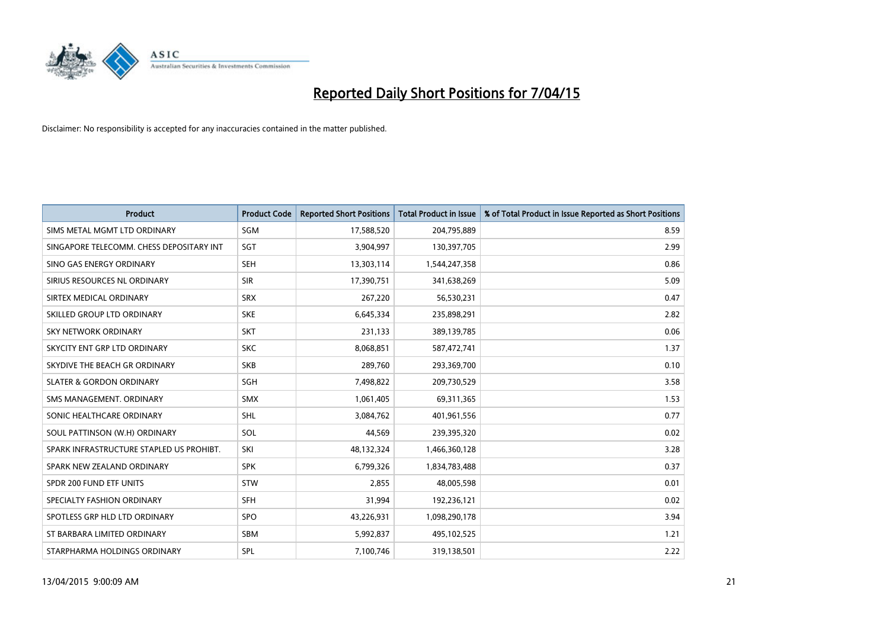# Reported Daily Short Positions for 7/04/15

Disclaimer: No responsibility is accepted for any inaccuracies contained in the matter published.

| Product | Product Code | Reported Short Positions | Total Product in Issue | % of Total Product in Issue Reported as Short Positions |
|---|---|---|---|---|
| SIMS METAL MGMT LTD ORDINARY | SGM | 17,588,520 | 204,795,889 | 8.59 |
| SINGAPORE TELECOMM. CHESS DEPOSITARY INT | SGT | 3,904,997 | 130,397,705 | 2.99 |
| SINO GAS ENERGY ORDINARY | SEH | 13,303,114 | 1,544,247,358 | 0.86 |
| SIRIUS RESOURCES NL ORDINARY | SIR | 17,390,751 | 341,638,269 | 5.09 |
| SIRTEX MEDICAL ORDINARY | SRX | 267,220 | 56,530,231 | 0.47 |
| SKILLED GROUP LTD ORDINARY | SKE | 6,645,334 | 235,898,291 | 2.82 |
| SKY NETWORK ORDINARY | SKT | 231,133 | 389,139,785 | 0.06 |
| SKYCITY ENT GRP LTD ORDINARY | SKC | 8,068,851 | 587,472,741 | 1.37 |
| SKYDIVE THE BEACH GR ORDINARY | SKB | 289,760 | 293,369,700 | 0.10 |
| SLATER & GORDON ORDINARY | SGH | 7,498,822 | 209,730,529 | 3.58 |
| SMS MANAGEMENT. ORDINARY | SMX | 1,061,405 | 69,311,365 | 1.53 |
| SONIC HEALTHCARE ORDINARY | SHL | 3,084,762 | 401,961,556 | 0.77 |
| SOUL PATTINSON (W.H) ORDINARY | SOL | 44,569 | 239,395,320 | 0.02 |
| SPARK INFRASTRUCTURE STAPLED US PROHIBT. | SKI | 48,132,324 | 1,466,360,128 | 3.28 |
| SPARK NEW ZEALAND ORDINARY | SPK | 6,799,326 | 1,834,783,488 | 0.37 |
| SPDR 200 FUND ETF UNITS | STW | 2,855 | 48,005,598 | 0.01 |
| SPECIALTY FASHION ORDINARY | SFH | 31,994 | 192,236,121 | 0.02 |
| SPOTLESS GRP HLD LTD ORDINARY | SPO | 43,226,931 | 1,098,290,178 | 3.94 |
| ST BARBARA LIMITED ORDINARY | SBM | 5,992,837 | 495,102,525 | 1.21 |
| STARPHARMA HOLDINGS ORDINARY | SPL | 7,100,746 | 319,138,501 | 2.22 |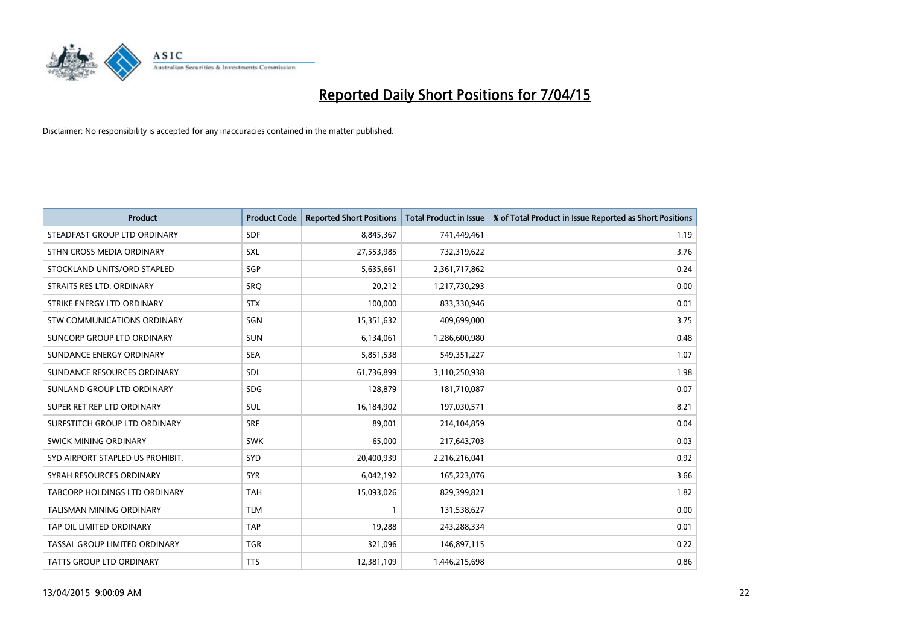# Reported Daily Short Positions for 7/04/15

Disclaimer: No responsibility is accepted for any inaccuracies contained in the matter published.

| Product | Product Code | Reported Short Positions | Total Product in Issue | % of Total Product in Issue Reported as Short Positions |
|---|---|---|---|---|
| STEADFAST GROUP LTD ORDINARY | SDF | 8,845,367 | 741,449,461 | 1.19 |
| STHN CROSS MEDIA ORDINARY | SXL | 27,553,985 | 732,319,622 | 3.76 |
| STOCKLAND UNITS/ORD STAPLED | SGP | 5,635,661 | 2,361,717,862 | 0.24 |
| STRAITS RES LTD. ORDINARY | SRQ | 20,212 | 1,217,730,293 | 0.00 |
| STRIKE ENERGY LTD ORDINARY | STX | 100,000 | 833,330,946 | 0.01 |
| STW COMMUNICATIONS ORDINARY | SGN | 15,351,632 | 409,699,000 | 3.75 |
| SUNCORP GROUP LTD ORDINARY | SUN | 6,134,061 | 1,286,600,980 | 0.48 |
| SUNDANCE ENERGY ORDINARY | SEA | 5,851,538 | 549,351,227 | 1.07 |
| SUNDANCE RESOURCES ORDINARY | SDL | 61,736,899 | 3,110,250,938 | 1.98 |
| SUNLAND GROUP LTD ORDINARY | SDG | 128,879 | 181,710,087 | 0.07 |
| SUPER RET REP LTD ORDINARY | SUL | 16,184,902 | 197,030,571 | 8.21 |
| SURFSTITCH GROUP LTD ORDINARY | SRF | 89,001 | 214,104,859 | 0.04 |
| SWICK MINING ORDINARY | SWK | 65,000 | 217,643,703 | 0.03 |
| SYD AIRPORT STAPLED US PROHIBIT. | SYD | 20,400,939 | 2,216,216,041 | 0.92 |
| SYRAH RESOURCES ORDINARY | SYR | 6,042,192 | 165,223,076 | 3.66 |
| TABCORP HOLDINGS LTD ORDINARY | TAH | 15,093,026 | 829,399,821 | 1.82 |
| TALISMAN MINING ORDINARY | TLM | 1 | 131,538,627 | 0.00 |
| TAP OIL LIMITED ORDINARY | TAP | 19,288 | 243,288,334 | 0.01 |
| TASSAL GROUP LIMITED ORDINARY | TGR | 321,096 | 146,897,115 | 0.22 |
| TATTS GROUP LTD ORDINARY | TTS | 12,381,109 | 1,446,215,698 | 0.86 |

13/04/2015 9:00:09 AM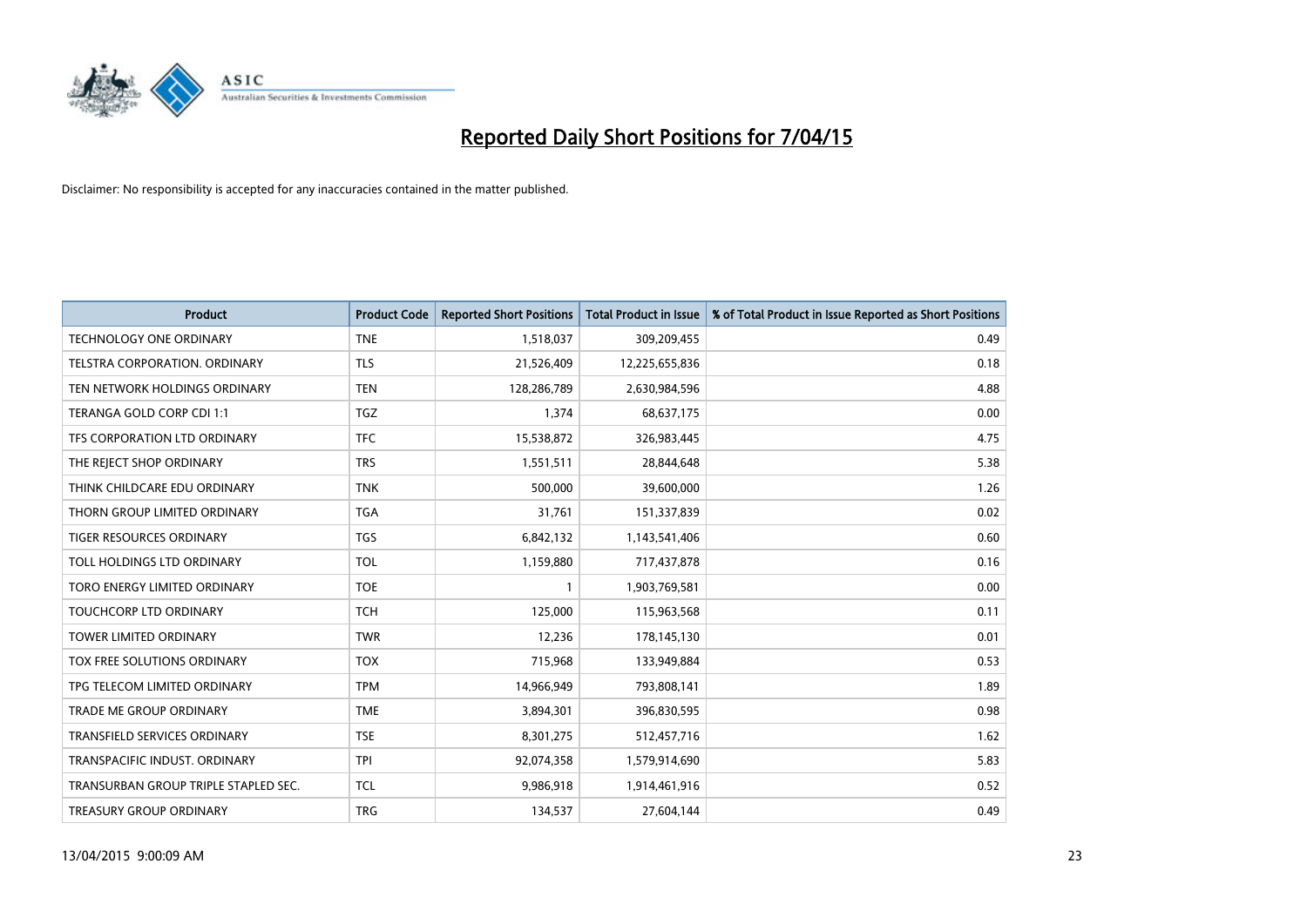# Reported Daily Short Positions for 7/04/15

Disclaimer: No responsibility is accepted for any inaccuracies contained in the matter published.

| Product | Product Code | Reported Short Positions | Total Product in Issue | % of Total Product in Issue Reported as Short Positions |
|---|---|---|---|---|
| TECHNOLOGY ONE ORDINARY | TNE | 1,518,037 | 309,209,455 | 0.49 |
| TELSTRA CORPORATION. ORDINARY | TLS | 21,526,409 | 12,225,655,836 | 0.18 |
| TEN NETWORK HOLDINGS ORDINARY | TEN | 128,286,789 | 2,630,984,596 | 4.88 |
| TERANGA GOLD CORP CDI 1:1 | TGZ | 1,374 | 68,637,175 | 0.00 |
| TFS CORPORATION LTD ORDINARY | TFC | 15,538,872 | 326,983,445 | 4.75 |
| THE REJECT SHOP ORDINARY | TRS | 1,551,511 | 28,844,648 | 5.38 |
| THINK CHILDCARE EDU ORDINARY | TNK | 500,000 | 39,600,000 | 1.26 |
| THORN GROUP LIMITED ORDINARY | TGA | 31,761 | 151,337,839 | 0.02 |
| TIGER RESOURCES ORDINARY | TGS | 6,842,132 | 1,143,541,406 | 0.60 |
| TOLL HOLDINGS LTD ORDINARY | TOL | 1,159,880 | 717,437,878 | 0.16 |
| TORO ENERGY LIMITED ORDINARY | TOE | 1 | 1,903,769,581 | 0.00 |
| TOUCHCORP LTD ORDINARY | TCH | 125,000 | 115,963,568 | 0.11 |
| TOWER LIMITED ORDINARY | TWR | 12,236 | 178,145,130 | 0.01 |
| TOX FREE SOLUTIONS ORDINARY | TOX | 715,968 | 133,949,884 | 0.53 |
| TPG TELECOM LIMITED ORDINARY | TPM | 14,966,949 | 793,808,141 | 1.89 |
| TRADE ME GROUP ORDINARY | TME | 3,894,301 | 396,830,595 | 0.98 |
| TRANSFIELD SERVICES ORDINARY | TSE | 8,301,275 | 512,457,716 | 1.62 |
| TRANSPACIFIC INDUST. ORDINARY | TPI | 92,074,358 | 1,579,914,690 | 5.83 |
| TRANSURBAN GROUP TRIPLE STAPLED SEC. | TCL | 9,986,918 | 1,914,461,916 | 0.52 |
| TREASURY GROUP ORDINARY | TRG | 134,537 | 27,604,144 | 0.49 |

13/04/2015 9:00:09 AM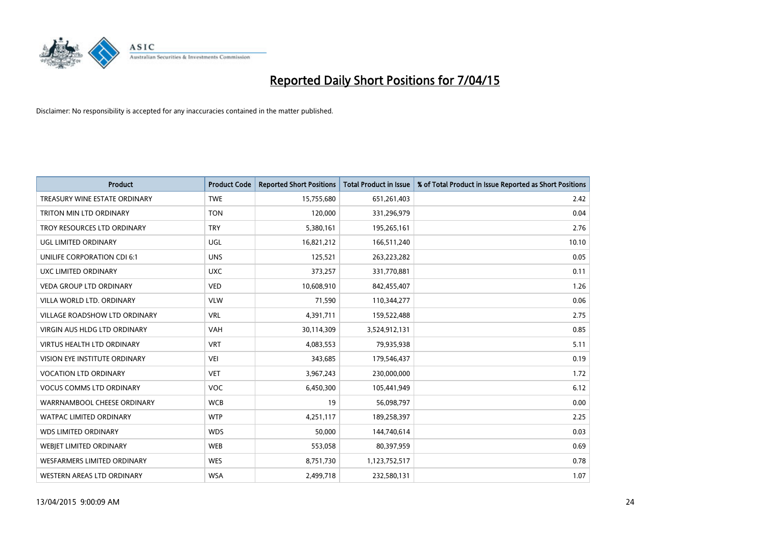# Reported Daily Short Positions for 7/04/15

Disclaimer: No responsibility is accepted for any inaccuracies contained in the matter published.

| Product | Product Code | Reported Short Positions | Total Product in Issue | % of Total Product in Issue Reported as Short Positions |
|---|---|---|---|---|
| TREASURY WINE ESTATE ORDINARY | TWE | 15,755,680 | 651,261,403 | 2.42 |
| TRITON MIN LTD ORDINARY | TON | 120,000 | 331,296,979 | 0.04 |
| TROY RESOURCES LTD ORDINARY | TRY | 5,380,161 | 195,265,161 | 2.76 |
| UGL LIMITED ORDINARY | UGL | 16,821,212 | 166,511,240 | 10.10 |
| UNILIFE CORPORATION CDI 6:1 | UNS | 125,521 | 263,223,282 | 0.05 |
| UXC LIMITED ORDINARY | UXC | 373,257 | 331,770,881 | 0.11 |
| VEDA GROUP LTD ORDINARY | VED | 10,608,910 | 842,455,407 | 1.26 |
| VILLA WORLD LTD. ORDINARY | VLW | 71,590 | 110,344,277 | 0.06 |
| VILLAGE ROADSHOW LTD ORDINARY | VRL | 4,391,711 | 159,522,488 | 2.75 |
| VIRGIN AUS HLDG LTD ORDINARY | VAH | 30,114,309 | 3,524,912,131 | 0.85 |
| VIRTUS HEALTH LTD ORDINARY | VRT | 4,083,553 | 79,935,938 | 5.11 |
| VISION EYE INSTITUTE ORDINARY | VEI | 343,685 | 179,546,437 | 0.19 |
| VOCATION LTD ORDINARY | VET | 3,967,243 | 230,000,000 | 1.72 |
| VOCUS COMMS LTD ORDINARY | VOC | 6,450,300 | 105,441,949 | 6.12 |
| WARRNAMBOOL CHEESE ORDINARY | WCB | 19 | 56,098,797 | 0.00 |
| WATPAC LIMITED ORDINARY | WTP | 4,251,117 | 189,258,397 | 2.25 |
| WDS LIMITED ORDINARY | WDS | 50,000 | 144,740,614 | 0.03 |
| WEBJET LIMITED ORDINARY | WEB | 553,058 | 80,397,959 | 0.69 |
| WESFARMERS LIMITED ORDINARY | WES | 8,751,730 | 1,123,752,517 | 0.78 |
| WESTERN AREAS LTD ORDINARY | WSA | 2,499,718 | 232,580,131 | 1.07 |

13/04/2015 9:00:09 AM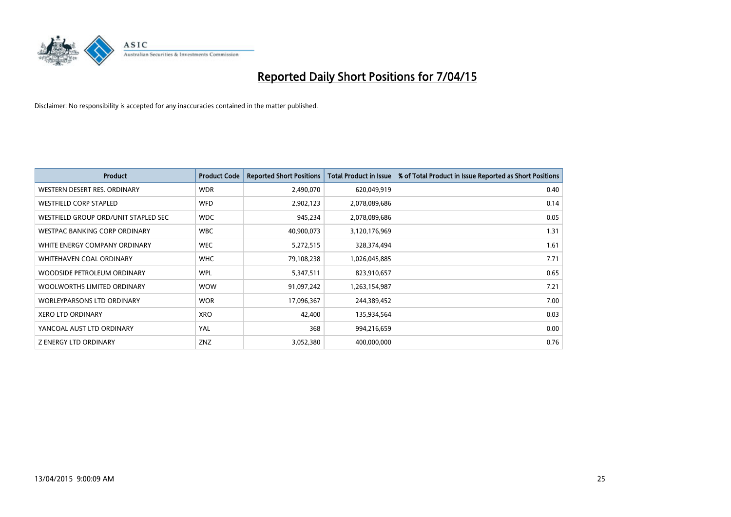# Reported Daily Short Positions for 7/04/15

Disclaimer: No responsibility is accepted for any inaccuracies contained in the matter published.

| Product | Product Code | Reported Short Positions | Total Product in Issue | % of Total Product in Issue Reported as Short Positions |
|---|---|---|---|---|
| WESTERN DESERT RES. ORDINARY | WDR | 2,490,070 | 620,049,919 | 0.40 |
| WESTFIELD CORP STAPLED | WFD | 2,902,123 | 2,078,089,686 | 0.14 |
| WESTFIELD GROUP ORD/UNIT STAPLED SEC | WDC | 945,234 | 2,078,089,686 | 0.05 |
| WESTPAC BANKING CORP ORDINARY | WBC | 40,900,073 | 3,120,176,969 | 1.31 |
| WHITE ENERGY COMPANY ORDINARY | WEC | 5,272,515 | 328,374,494 | 1.61 |
| WHITEHAVEN COAL ORDINARY | WHC | 79,108,238 | 1,026,045,885 | 7.71 |
| WOODSIDE PETROLEUM ORDINARY | WPL | 5,347,511 | 823,910,657 | 0.65 |
| WOOLWORTHS LIMITED ORDINARY | WOW | 91,097,242 | 1,263,154,987 | 7.21 |
| WORLEYPARSONS LTD ORDINARY | WOR | 17,096,367 | 244,389,452 | 7.00 |
| XERO LTD ORDINARY | XRO | 42,400 | 135,934,564 | 0.03 |
| YANCOAL AUST LTD ORDINARY | YAL | 368 | 994,216,659 | 0.00 |
| Z ENERGY LTD ORDINARY | ZNZ | 3,052,380 | 400,000,000 | 0.76 |